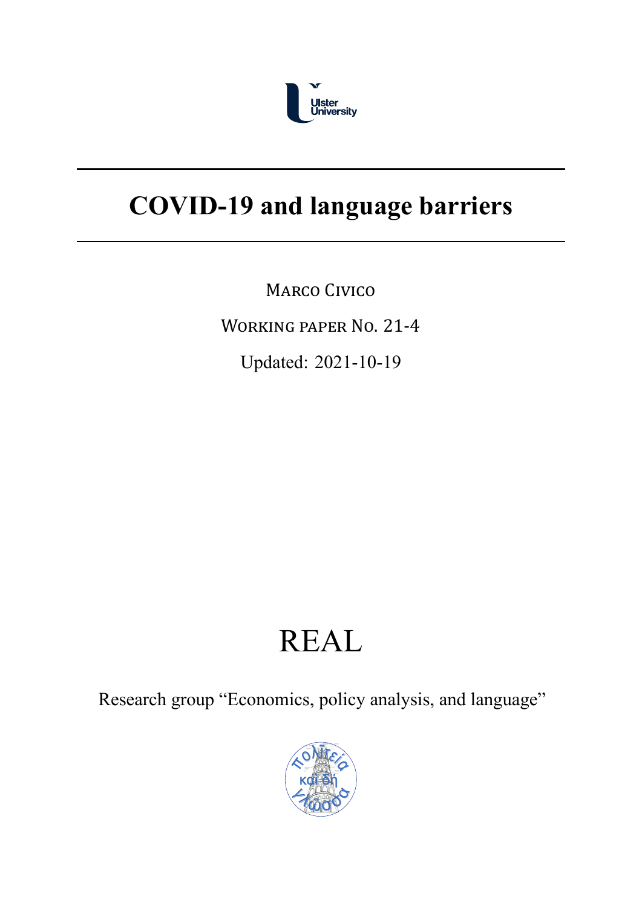# COVID-19 and language barriers

MARCO CIVICO

WORKING PAPER NO. 21-4

Updated: 2021-10-19

REAL

Research group "Economics, policy analysis, and language"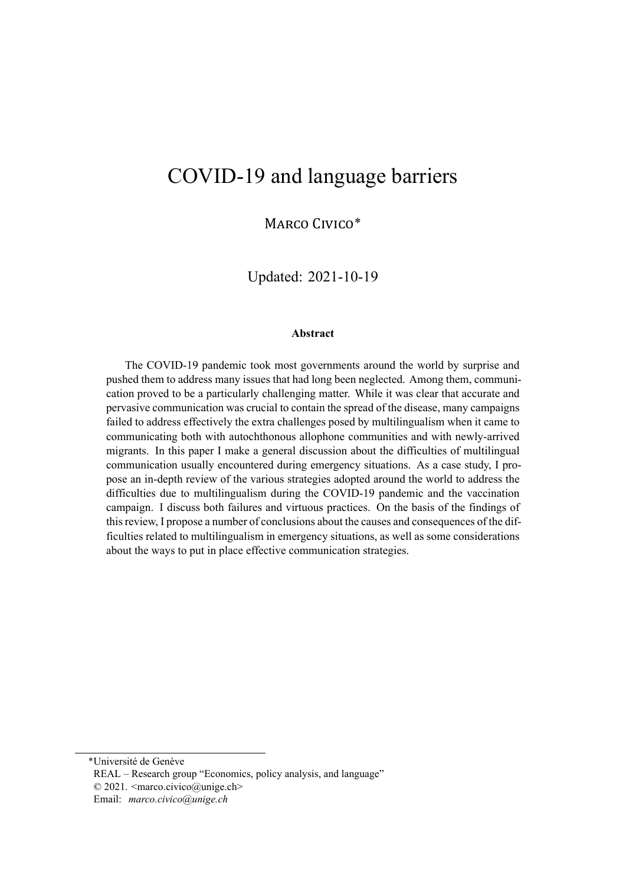# COVID-19 and language barriers

Marco Civico*

Updated: 2021-10-19

**Abstract**

The COVID-19 pandemic took most governments around the world by surprise and pushed them to address many issues that had long been neglected. Among them, communication proved to be a particularly challenging matter. While it was clear that accurate and pervasive communication was crucial to contain the spread of the disease, many campaigns failed to address effectively the extra challenges posed by multilingualism when it came to communicating both with autochthonous allophone communities and with newly-arrived migrants. In this paper I make a general discussion about the difficulties of multilingual communication usually encountered during emergency situations. As a case study, I propose an in-depth review of the various strategies adopted around the world to address the difficulties due to multilingualism during the COVID-19 pandemic and the vaccination campaign. I discuss both failures and virtuous practices. On the basis of the findings of this review, I propose a number of conclusions about the causes and consequences of the difficulties related to multilingualism in emergency situations, as well as some considerations about the ways to put in place effective communication strategies.

---

*Université de Genève
REAL – Research group "Economics, policy analysis, and language"
© 2021. <marco.civico@unige.ch>
Email: *marco.civico@unige.ch*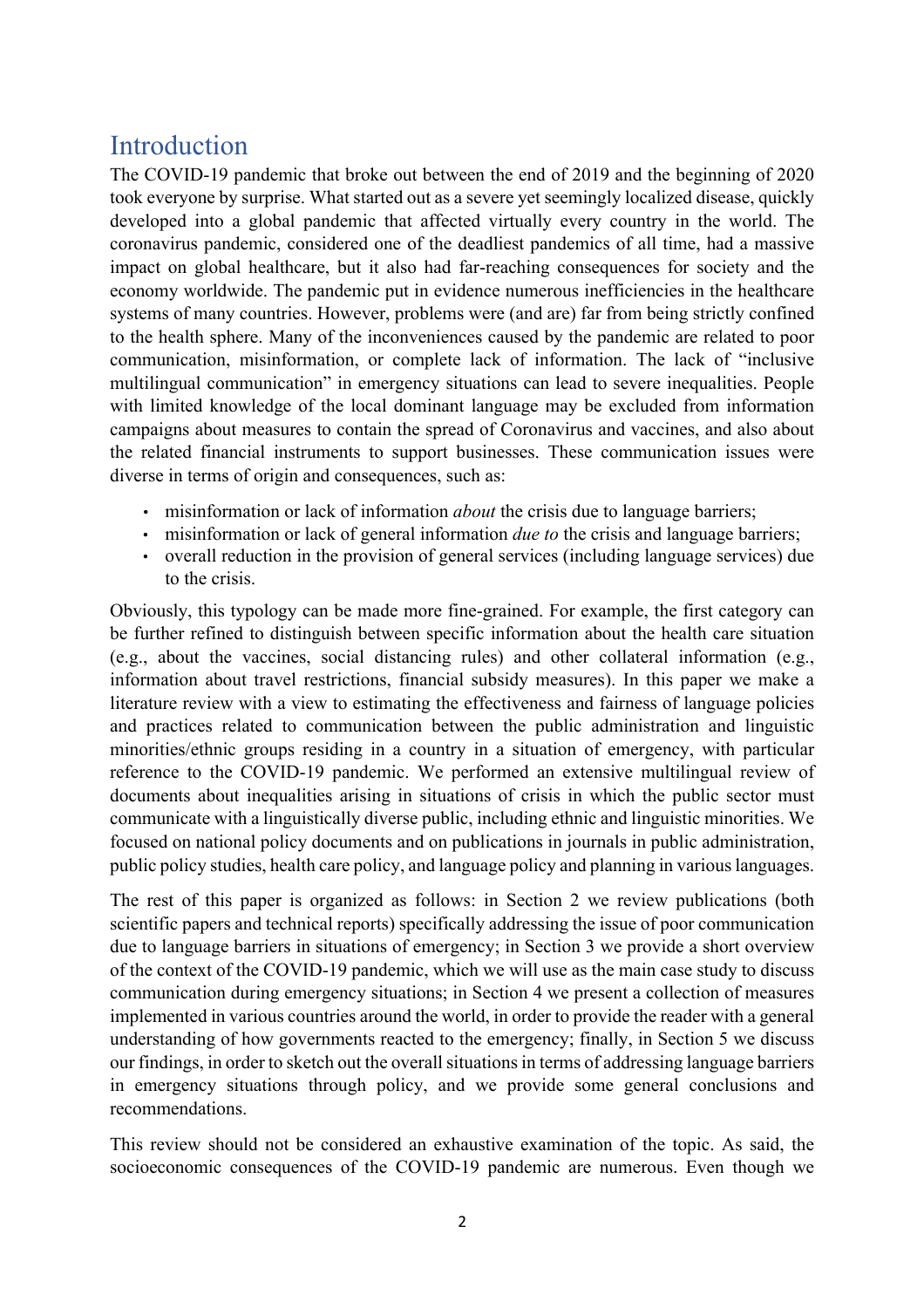# Introduction

The COVID-19 pandemic that broke out between the end of 2019 and the beginning of 2020 took everyone by surprise. What started out as a severe yet seemingly localized disease, quickly developed into a global pandemic that affected virtually every country in the world. The coronavirus pandemic, considered one of the deadliest pandemics of all time, had a massive impact on global healthcare, but it also had far-reaching consequences for society and the economy worldwide. The pandemic put in evidence numerous inefficiencies in the healthcare systems of many countries. However, problems were (and are) far from being strictly confined to the health sphere. Many of the inconveniences caused by the pandemic are related to poor communication, misinformation, or complete lack of information. The lack of "inclusive multilingual communication" in emergency situations can lead to severe inequalities. People with limited knowledge of the local dominant language may be excluded from information campaigns about measures to contain the spread of Coronavirus and vaccines, and also about the related financial instruments to support businesses. These communication issues were diverse in terms of origin and consequences, such as:

- misinformation or lack of information *about* the crisis due to language barriers;
- misinformation or lack of general information *due to* the crisis and language barriers;
- overall reduction in the provision of general services (including language services) due to the crisis.

Obviously, this typology can be made more fine-grained. For example, the first category can be further refined to distinguish between specific information about the health care situation (e.g., about the vaccines, social distancing rules) and other collateral information (e.g., information about travel restrictions, financial subsidy measures). In this paper we make a literature review with a view to estimating the effectiveness and fairness of language policies and practices related to communication between the public administration and linguistic minorities/ethnic groups residing in a country in a situation of emergency, with particular reference to the COVID-19 pandemic. We performed an extensive multilingual review of documents about inequalities arising in situations of crisis in which the public sector must communicate with a linguistically diverse public, including ethnic and linguistic minorities. We focused on national policy documents and on publications in journals in public administration, public policy studies, health care policy, and language policy and planning in various languages.

The rest of this paper is organized as follows: in Section 2 we review publications (both scientific papers and technical reports) specifically addressing the issue of poor communication due to language barriers in situations of emergency; in Section 3 we provide a short overview of the context of the COVID-19 pandemic, which we will use as the main case study to discuss communication during emergency situations; in Section 4 we present a collection of measures implemented in various countries around the world, in order to provide the reader with a general understanding of how governments reacted to the emergency; finally, in Section 5 we discuss our findings, in order to sketch out the overall situations in terms of addressing language barriers in emergency situations through policy, and we provide some general conclusions and recommendations.

This review should not be considered an exhaustive examination of the topic. As said, the socioeconomic consequences of the COVID-19 pandemic are numerous. Even though we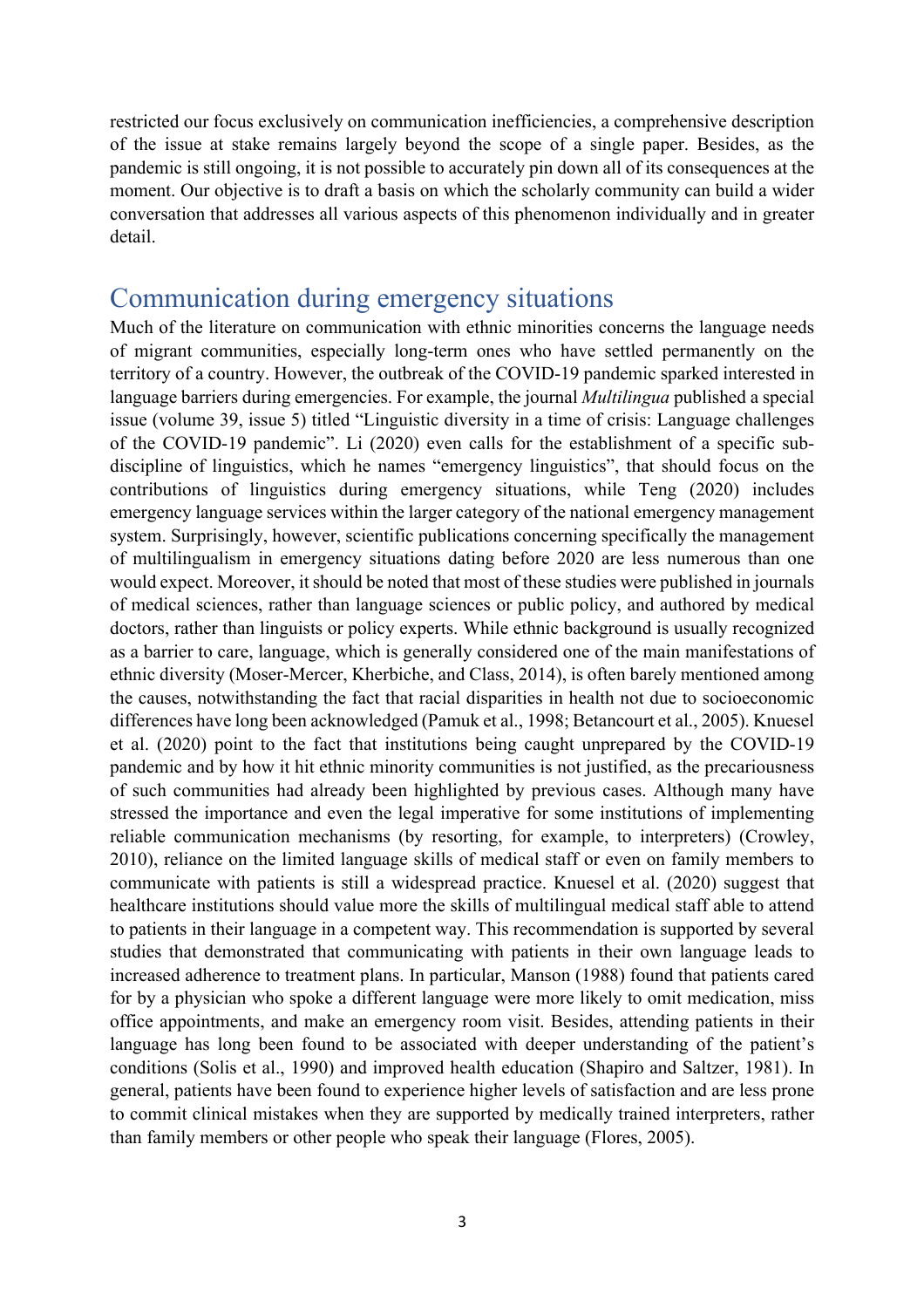restricted our focus exclusively on communication inefficiencies, a comprehensive description of the issue at stake remains largely beyond the scope of a single paper. Besides, as the pandemic is still ongoing, it is not possible to accurately pin down all of its consequences at the moment. Our objective is to draft a basis on which the scholarly community can build a wider conversation that addresses all various aspects of this phenomenon individually and in greater detail.

## Communication during emergency situations

Much of the literature on communication with ethnic minorities concerns the language needs of migrant communities, especially long-term ones who have settled permanently on the territory of a country. However, the outbreak of the COVID-19 pandemic sparked interested in language barriers during emergencies. For example, the journal *Multilingua* published a special issue (volume 39, issue 5) titled "Linguistic diversity in a time of crisis: Language challenges of the COVID-19 pandemic". Li (2020) even calls for the establishment of a specific sub-discipline of linguistics, which he names "emergency linguistics", that should focus on the contributions of linguistics during emergency situations, while Teng (2020) includes emergency language services within the larger category of the national emergency management system. Surprisingly, however, scientific publications concerning specifically the management of multilingualism in emergency situations dating before 2020 are less numerous than one would expect. Moreover, it should be noted that most of these studies were published in journals of medical sciences, rather than language sciences or public policy, and authored by medical doctors, rather than linguists or policy experts. While ethnic background is usually recognized as a barrier to care, language, which is generally considered one of the main manifestations of ethnic diversity (Moser-Mercer, Kherbiche, and Class, 2014), is often barely mentioned among the causes, notwithstanding the fact that racial disparities in health not due to socioeconomic differences have long been acknowledged (Pamuk et al., 1998; Betancourt et al., 2005). Knuesel et al. (2020) point to the fact that institutions being caught unprepared by the COVID-19 pandemic and by how it hit ethnic minority communities is not justified, as the precariousness of such communities had already been highlighted by previous cases. Although many have stressed the importance and even the legal imperative for some institutions of implementing reliable communication mechanisms (by resorting, for example, to interpreters) (Crowley, 2010), reliance on the limited language skills of medical staff or even on family members to communicate with patients is still a widespread practice. Knuesel et al. (2020) suggest that healthcare institutions should value more the skills of multilingual medical staff able to attend to patients in their language in a competent way. This recommendation is supported by several studies that demonstrated that communicating with patients in their own language leads to increased adherence to treatment plans. In particular, Manson (1988) found that patients cared for by a physician who spoke a different language were more likely to omit medication, miss office appointments, and make an emergency room visit. Besides, attending patients in their language has long been found to be associated with deeper understanding of the patient's conditions (Solis et al., 1990) and improved health education (Shapiro and Saltzer, 1981). In general, patients have been found to experience higher levels of satisfaction and are less prone to commit clinical mistakes when they are supported by medically trained interpreters, rather than family members or other people who speak their language (Flores, 2005).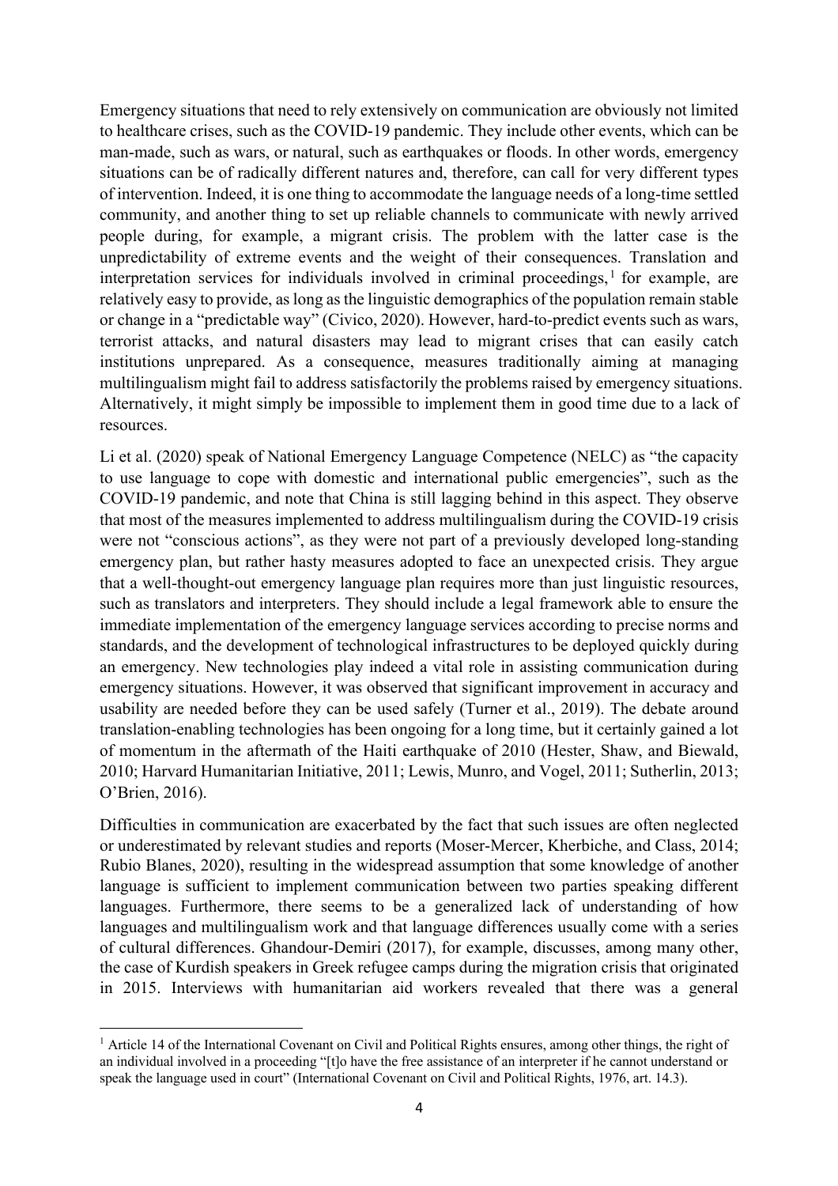Emergency situations that need to rely extensively on communication are obviously not limited to healthcare crises, such as the COVID-19 pandemic. They include other events, which can be man-made, such as wars, or natural, such as earthquakes or floods. In other words, emergency situations can be of radically different natures and, therefore, can call for very different types of intervention. Indeed, it is one thing to accommodate the language needs of a long-time settled community, and another thing to set up reliable channels to communicate with newly arrived people during, for example, a migrant crisis. The problem with the latter case is the unpredictability of extreme events and the weight of their consequences. Translation and interpretation services for individuals involved in criminal proceedings,[1] for example, are relatively easy to provide, as long as the linguistic demographics of the population remain stable or change in a "predictable way" (Civico, 2020). However, hard-to-predict events such as wars, terrorist attacks, and natural disasters may lead to migrant crises that can easily catch institutions unprepared. As a consequence, measures traditionally aiming at managing multilingualism might fail to address satisfactorily the problems raised by emergency situations. Alternatively, it might simply be impossible to implement them in good time due to a lack of resources.

Li et al. (2020) speak of National Emergency Language Competence (NELC) as "the capacity to use language to cope with domestic and international public emergencies", such as the COVID-19 pandemic, and note that China is still lagging behind in this aspect. They observe that most of the measures implemented to address multilingualism during the COVID-19 crisis were not "conscious actions", as they were not part of a previously developed long-standing emergency plan, but rather hasty measures adopted to face an unexpected crisis. They argue that a well-thought-out emergency language plan requires more than just linguistic resources, such as translators and interpreters. They should include a legal framework able to ensure the immediate implementation of the emergency language services according to precise norms and standards, and the development of technological infrastructures to be deployed quickly during an emergency. New technologies play indeed a vital role in assisting communication during emergency situations. However, it was observed that significant improvement in accuracy and usability are needed before they can be used safely (Turner et al., 2019). The debate around translation-enabling technologies has been ongoing for a long time, but it certainly gained a lot of momentum in the aftermath of the Haiti earthquake of 2010 (Hester, Shaw, and Biewald, 2010; Harvard Humanitarian Initiative, 2011; Lewis, Munro, and Vogel, 2011; Sutherlin, 2013; O'Brien, 2016).

Difficulties in communication are exacerbated by the fact that such issues are often neglected or underestimated by relevant studies and reports (Moser-Mercer, Kherbiche, and Class, 2014; Rubio Blanes, 2020), resulting in the widespread assumption that some knowledge of another language is sufficient to implement communication between two parties speaking different languages. Furthermore, there seems to be a generalized lack of understanding of how languages and multilingualism work and that language differences usually come with a series of cultural differences. Ghandour-Demiri (2017), for example, discusses, among many other, the case of Kurdish speakers in Greek refugee camps during the migration crisis that originated in 2015. Interviews with humanitarian aid workers revealed that there was a general

[1] Article 14 of the International Covenant on Civil and Political Rights ensures, among other things, the right of an individual involved in a proceeding "[t]o have the free assistance of an interpreter if he cannot understand or speak the language used in court" (International Covenant on Civil and Political Rights, 1976, art. 14.3).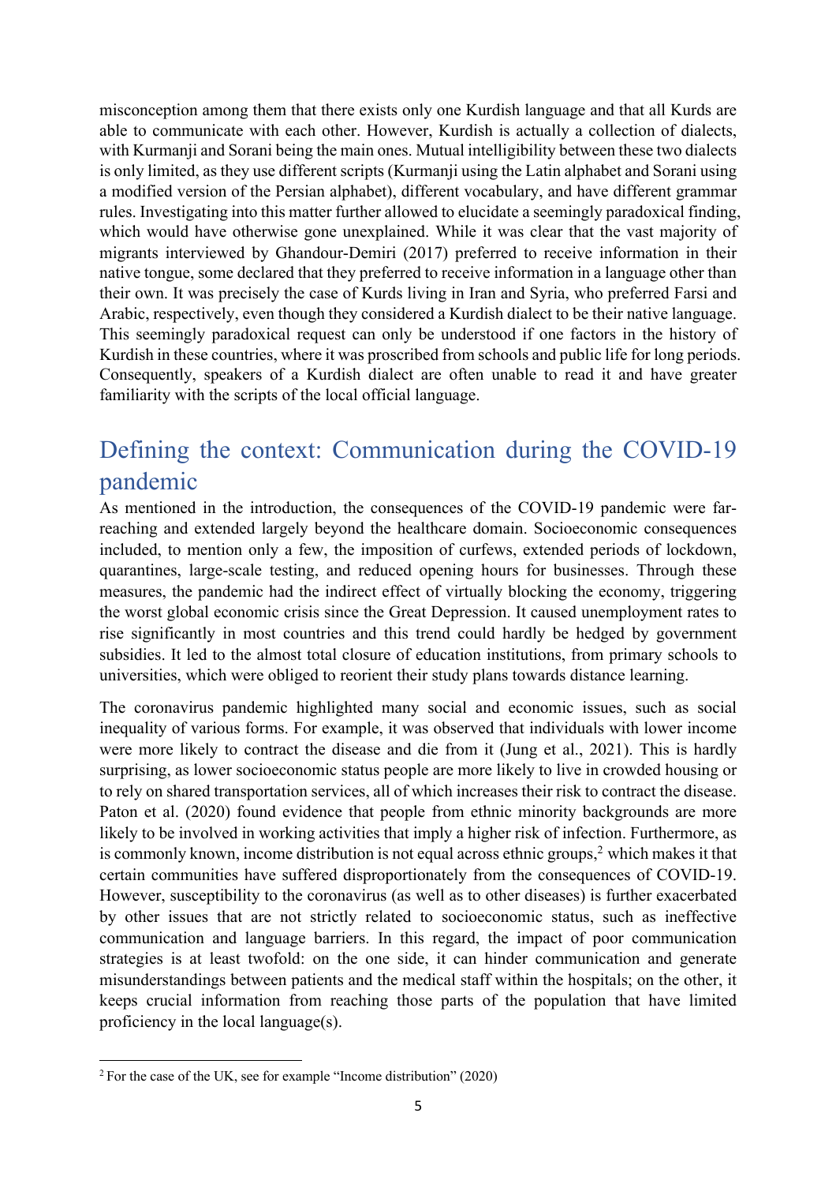misconception among them that there exists only one Kurdish language and that all Kurds are able to communicate with each other. However, Kurdish is actually a collection of dialects, with Kurmanji and Sorani being the main ones. Mutual intelligibility between these two dialects is only limited, as they use different scripts (Kurmanji using the Latin alphabet and Sorani using a modified version of the Persian alphabet), different vocabulary, and have different grammar rules. Investigating into this matter further allowed to elucidate a seemingly paradoxical finding, which would have otherwise gone unexplained. While it was clear that the vast majority of migrants interviewed by Ghandour-Demiri (2017) preferred to receive information in their native tongue, some declared that they preferred to receive information in a language other than their own. It was precisely the case of Kurds living in Iran and Syria, who preferred Farsi and Arabic, respectively, even though they considered a Kurdish dialect to be their native language. This seemingly paradoxical request can only be understood if one factors in the history of Kurdish in these countries, where it was proscribed from schools and public life for long periods. Consequently, speakers of a Kurdish dialect are often unable to read it and have greater familiarity with the scripts of the local official language.

## Defining the context: Communication during the COVID-19 pandemic

As mentioned in the introduction, the consequences of the COVID-19 pandemic were far-reaching and extended largely beyond the healthcare domain. Socioeconomic consequences included, to mention only a few, the imposition of curfews, extended periods of lockdown, quarantines, large-scale testing, and reduced opening hours for businesses. Through these measures, the pandemic had the indirect effect of virtually blocking the economy, triggering the worst global economic crisis since the Great Depression. It caused unemployment rates to rise significantly in most countries and this trend could hardly be hedged by government subsidies. It led to the almost total closure of education institutions, from primary schools to universities, which were obliged to reorient their study plans towards distance learning.

The coronavirus pandemic highlighted many social and economic issues, such as social inequality of various forms. For example, it was observed that individuals with lower income were more likely to contract the disease and die from it (Jung et al., 2021). This is hardly surprising, as lower socioeconomic status people are more likely to live in crowded housing or to rely on shared transportation services, all of which increases their risk to contract the disease. Paton et al. (2020) found evidence that people from ethnic minority backgrounds are more likely to be involved in working activities that imply a higher risk of infection. Furthermore, as is commonly known, income distribution is not equal across ethnic groups,[2] which makes it that certain communities have suffered disproportionately from the consequences of COVID-19. However, susceptibility to the coronavirus (as well as to other diseases) is further exacerbated by other issues that are not strictly related to socioeconomic status, such as ineffective communication and language barriers. In this regard, the impact of poor communication strategies is at least twofold: on the one side, it can hinder communication and generate misunderstandings between patients and the medical staff within the hospitals; on the other, it keeps crucial information from reaching those parts of the population that have limited proficiency in the local language(s).

[2] For the case of the UK, see for example "Income distribution" (2020)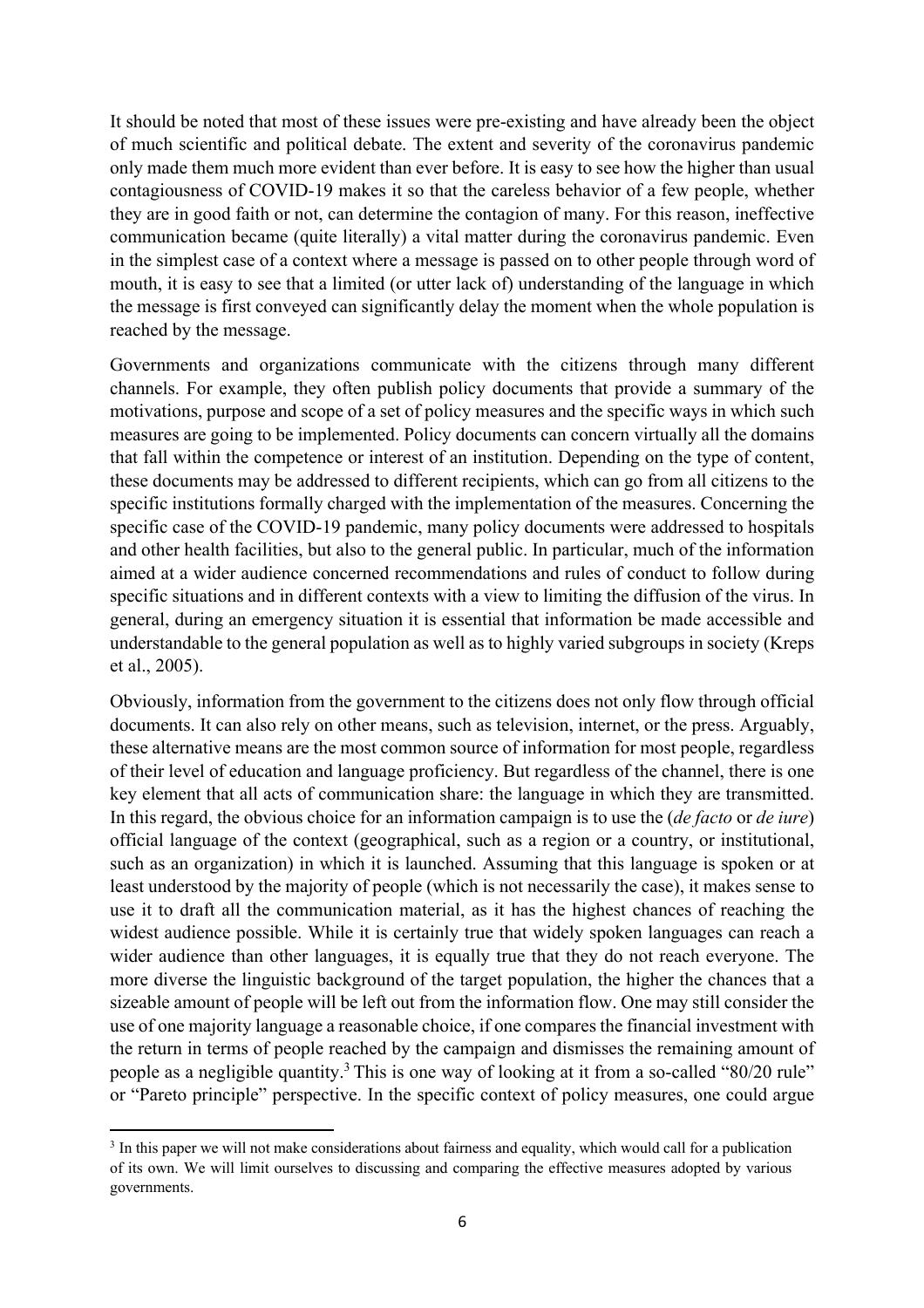It should be noted that most of these issues were pre-existing and have already been the object of much scientific and political debate. The extent and severity of the coronavirus pandemic only made them much more evident than ever before. It is easy to see how the higher than usual contagiousness of COVID-19 makes it so that the careless behavior of a few people, whether they are in good faith or not, can determine the contagion of many. For this reason, ineffective communication became (quite literally) a vital matter during the coronavirus pandemic. Even in the simplest case of a context where a message is passed on to other people through word of mouth, it is easy to see that a limited (or utter lack of) understanding of the language in which the message is first conveyed can significantly delay the moment when the whole population is reached by the message.

Governments and organizations communicate with the citizens through many different channels. For example, they often publish policy documents that provide a summary of the motivations, purpose and scope of a set of policy measures and the specific ways in which such measures are going to be implemented. Policy documents can concern virtually all the domains that fall within the competence or interest of an institution. Depending on the type of content, these documents may be addressed to different recipients, which can go from all citizens to the specific institutions formally charged with the implementation of the measures. Concerning the specific case of the COVID-19 pandemic, many policy documents were addressed to hospitals and other health facilities, but also to the general public. In particular, much of the information aimed at a wider audience concerned recommendations and rules of conduct to follow during specific situations and in different contexts with a view to limiting the diffusion of the virus. In general, during an emergency situation it is essential that information be made accessible and understandable to the general population as well as to highly varied subgroups in society (Kreps et al., 2005).

Obviously, information from the government to the citizens does not only flow through official documents. It can also rely on other means, such as television, internet, or the press. Arguably, these alternative means are the most common source of information for most people, regardless of their level of education and language proficiency. But regardless of the channel, there is one key element that all acts of communication share: the language in which they are transmitted. In this regard, the obvious choice for an information campaign is to use the (*de facto* or *de iure*) official language of the context (geographical, such as a region or a country, or institutional, such as an organization) in which it is launched. Assuming that this language is spoken or at least understood by the majority of people (which is not necessarily the case), it makes sense to use it to draft all the communication material, as it has the highest chances of reaching the widest audience possible. While it is certainly true that widely spoken languages can reach a wider audience than other languages, it is equally true that they do not reach everyone. The more diverse the linguistic background of the target population, the higher the chances that a sizeable amount of people will be left out from the information flow. One may still consider the use of one majority language a reasonable choice, if one compares the financial investment with the return in terms of people reached by the campaign and dismisses the remaining amount of people as a negligible quantity.[3] This is one way of looking at it from a so-called "80/20 rule" or "Pareto principle" perspective. In the specific context of policy measures, one could argue

[3] In this paper we will not make considerations about fairness and equality, which would call for a publication of its own. We will limit ourselves to discussing and comparing the effective measures adopted by various governments.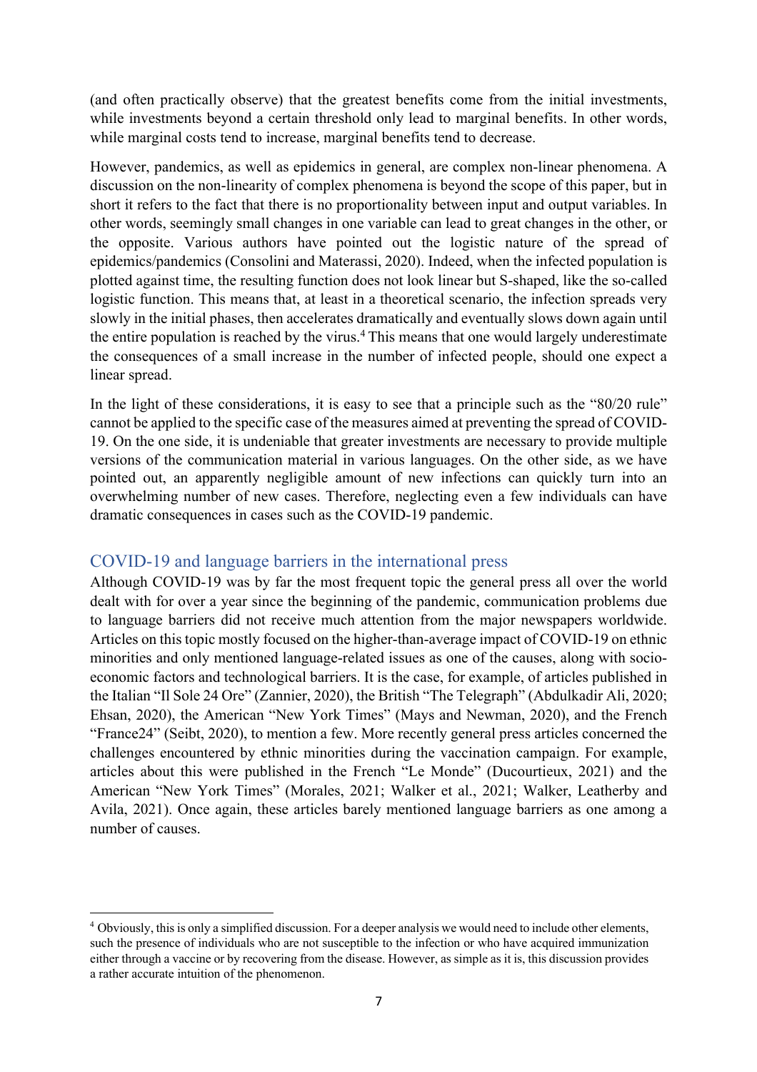(and often practically observe) that the greatest benefits come from the initial investments, while investments beyond a certain threshold only lead to marginal benefits. In other words, while marginal costs tend to increase, marginal benefits tend to decrease.

However, pandemics, as well as epidemics in general, are complex non-linear phenomena. A discussion on the non-linearity of complex phenomena is beyond the scope of this paper, but in short it refers to the fact that there is no proportionality between input and output variables. In other words, seemingly small changes in one variable can lead to great changes in the other, or the opposite. Various authors have pointed out the logistic nature of the spread of epidemics/pandemics (Consolini and Materassi, 2020). Indeed, when the infected population is plotted against time, the resulting function does not look linear but S-shaped, like the so-called logistic function. This means that, at least in a theoretical scenario, the infection spreads very slowly in the initial phases, then accelerates dramatically and eventually slows down again until the entire population is reached by the virus.[4] This means that one would largely underestimate the consequences of a small increase in the number of infected people, should one expect a linear spread.

In the light of these considerations, it is easy to see that a principle such as the "80/20 rule" cannot be applied to the specific case of the measures aimed at preventing the spread of COVID-19. On the one side, it is undeniable that greater investments are necessary to provide multiple versions of the communication material in various languages. On the other side, as we have pointed out, an apparently negligible amount of new infections can quickly turn into an overwhelming number of new cases. Therefore, neglecting even a few individuals can have dramatic consequences in cases such as the COVID-19 pandemic.

## COVID-19 and language barriers in the international press

Although COVID-19 was by far the most frequent topic the general press all over the world dealt with for over a year since the beginning of the pandemic, communication problems due to language barriers did not receive much attention from the major newspapers worldwide. Articles on this topic mostly focused on the higher-than-average impact of COVID-19 on ethnic minorities and only mentioned language-related issues as one of the causes, along with socio-economic factors and technological barriers. It is the case, for example, of articles published in the Italian "Il Sole 24 Ore" (Zannier, 2020), the British "The Telegraph" (Abdulkadir Ali, 2020; Ehsan, 2020), the American "New York Times" (Mays and Newman, 2020), and the French "France24" (Seibt, 2020), to mention a few. More recently general press articles concerned the challenges encountered by ethnic minorities during the vaccination campaign. For example, articles about this were published in the French "Le Monde" (Ducourtieux, 2021) and the American "New York Times" (Morales, 2021; Walker et al., 2021; Walker, Leatherby and Avila, 2021). Once again, these articles barely mentioned language barriers as one among a number of causes.

---

[4] Obviously, this is only a simplified discussion. For a deeper analysis we would need to include other elements, such the presence of individuals who are not susceptible to the infection or who have acquired immunization either through a vaccine or by recovering from the disease. However, as simple as it is, this discussion provides a rather accurate intuition of the phenomenon.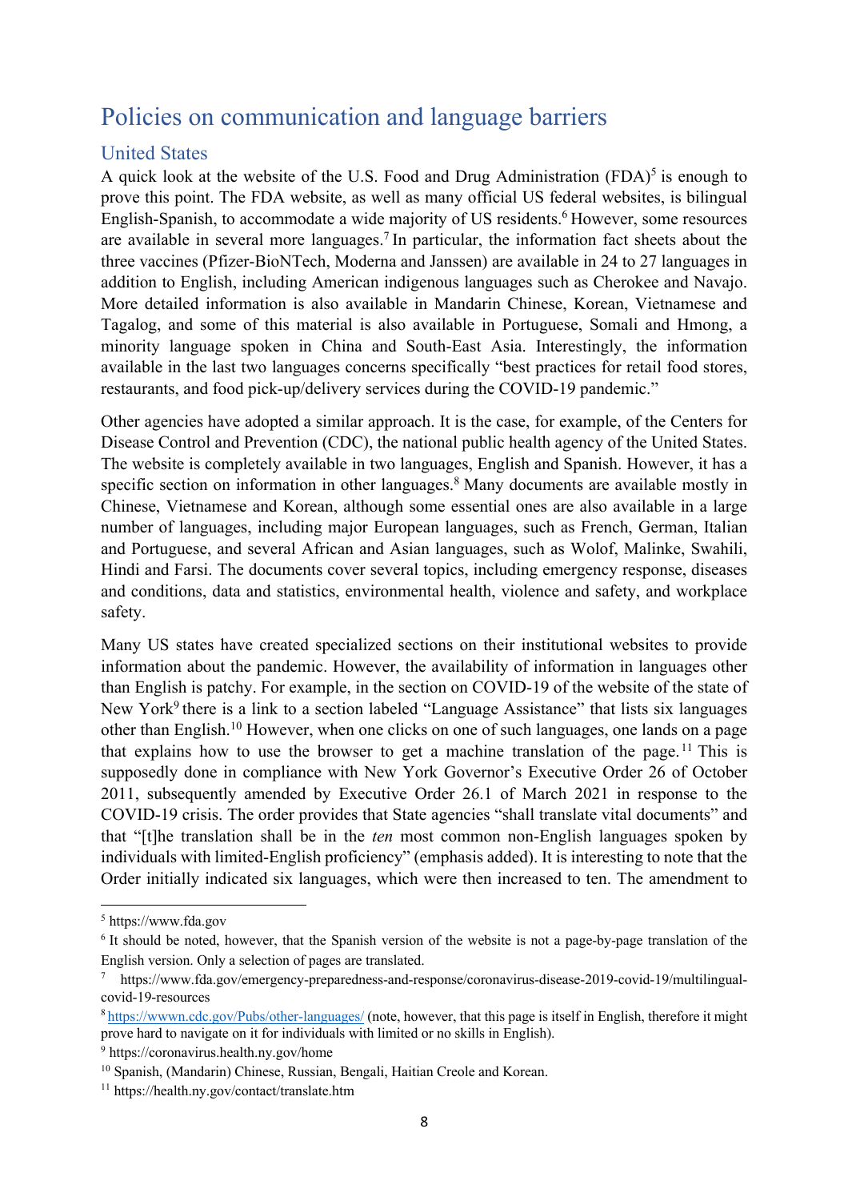## Policies on communication and language barriers

### United States

A quick look at the website of the U.S. Food and Drug Administration (FDA)[5] is enough to prove this point. The FDA website, as well as many official US federal websites, is bilingual English-Spanish, to accommodate a wide majority of US residents.[6] However, some resources are available in several more languages.[7] In particular, the information fact sheets about the three vaccines (Pfizer-BioNTech, Moderna and Janssen) are available in 24 to 27 languages in addition to English, including American indigenous languages such as Cherokee and Navajo. More detailed information is also available in Mandarin Chinese, Korean, Vietnamese and Tagalog, and some of this material is also available in Portuguese, Somali and Hmong, a minority language spoken in China and South-East Asia. Interestingly, the information available in the last two languages concerns specifically "best practices for retail food stores, restaurants, and food pick-up/delivery services during the COVID-19 pandemic."

Other agencies have adopted a similar approach. It is the case, for example, of the Centers for Disease Control and Prevention (CDC), the national public health agency of the United States. The website is completely available in two languages, English and Spanish. However, it has a specific section on information in other languages.[8] Many documents are available mostly in Chinese, Vietnamese and Korean, although some essential ones are also available in a large number of languages, including major European languages, such as French, German, Italian and Portuguese, and several African and Asian languages, such as Wolof, Malinke, Swahili, Hindi and Farsi. The documents cover several topics, including emergency response, diseases and conditions, data and statistics, environmental health, violence and safety, and workplace safety.

Many US states have created specialized sections on their institutional websites to provide information about the pandemic. However, the availability of information in languages other than English is patchy. For example, in the section on COVID-19 of the website of the state of New York[9] there is a link to a section labeled "Language Assistance" that lists six languages other than English.[10] However, when one clicks on one of such languages, one lands on a page that explains how to use the browser to get a machine translation of the page.[11] This is supposedly done in compliance with New York Governor's Executive Order 26 of October 2011, subsequently amended by Executive Order 26.1 of March 2021 in response to the COVID-19 crisis. The order provides that State agencies "shall translate vital documents" and that "[t]he translation shall be in the *ten* most common non-English languages spoken by individuals with limited-English proficiency" (emphasis added). It is interesting to note that the Order initially indicated six languages, which were then increased to ten. The amendment to

---

[5] https://www.fda.gov

[6] It should be noted, however, that the Spanish version of the website is not a page-by-page translation of the English version. Only a selection of pages are translated.

[7] https://www.fda.gov/emergency-preparedness-and-response/coronavirus-disease-2019-covid-19/multilingual-covid-19-resources

[8] https://wwwn.cdc.gov/Pubs/other-languages/ (note, however, that this page is itself in English, therefore it might prove hard to navigate on it for individuals with limited or no skills in English).

[9] https://coronavirus.health.ny.gov/home

[10] Spanish, (Mandarin) Chinese, Russian, Bengali, Haitian Creole and Korean.

[11] https://health.ny.gov/contact/translate.htm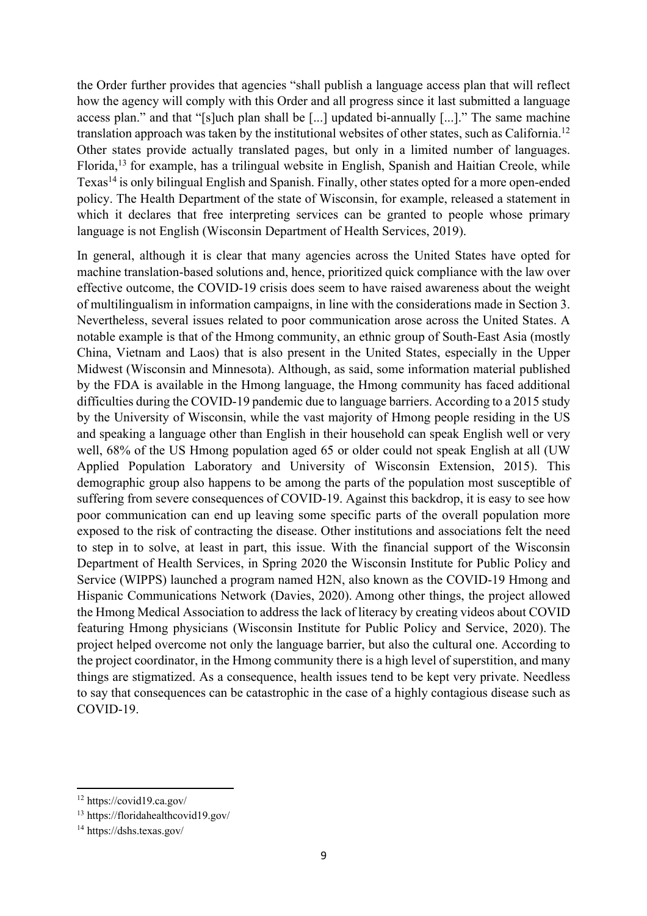the Order further provides that agencies "shall publish a language access plan that will reflect how the agency will comply with this Order and all progress since it last submitted a language access plan." and that "[s]uch plan shall be [...] updated bi-annually [...]." The same machine translation approach was taken by the institutional websites of other states, such as California.[12] Other states provide actually translated pages, but only in a limited number of languages. Florida,[13] for example, has a trilingual website in English, Spanish and Haitian Creole, while Texas[14] is only bilingual English and Spanish. Finally, other states opted for a more open-ended policy. The Health Department of the state of Wisconsin, for example, released a statement in which it declares that free interpreting services can be granted to people whose primary language is not English (Wisconsin Department of Health Services, 2019).

In general, although it is clear that many agencies across the United States have opted for machine translation-based solutions and, hence, prioritized quick compliance with the law over effective outcome, the COVID-19 crisis does seem to have raised awareness about the weight of multilingualism in information campaigns, in line with the considerations made in Section 3. Nevertheless, several issues related to poor communication arose across the United States. A notable example is that of the Hmong community, an ethnic group of South-East Asia (mostly China, Vietnam and Laos) that is also present in the United States, especially in the Upper Midwest (Wisconsin and Minnesota). Although, as said, some information material published by the FDA is available in the Hmong language, the Hmong community has faced additional difficulties during the COVID-19 pandemic due to language barriers. According to a 2015 study by the University of Wisconsin, while the vast majority of Hmong people residing in the US and speaking a language other than English in their household can speak English well or very well, 68% of the US Hmong population aged 65 or older could not speak English at all (UW Applied Population Laboratory and University of Wisconsin Extension, 2015). This demographic group also happens to be among the parts of the population most susceptible of suffering from severe consequences of COVID-19. Against this backdrop, it is easy to see how poor communication can end up leaving some specific parts of the overall population more exposed to the risk of contracting the disease. Other institutions and associations felt the need to step in to solve, at least in part, this issue. With the financial support of the Wisconsin Department of Health Services, in Spring 2020 the Wisconsin Institute for Public Policy and Service (WIPPS) launched a program named H2N, also known as the COVID-19 Hmong and Hispanic Communications Network (Davies, 2020). Among other things, the project allowed the Hmong Medical Association to address the lack of literacy by creating videos about COVID featuring Hmong physicians (Wisconsin Institute for Public Policy and Service, 2020). The project helped overcome not only the language barrier, but also the cultural one. According to the project coordinator, in the Hmong community there is a high level of superstition, and many things are stigmatized. As a consequence, health issues tend to be kept very private. Needless to say that consequences can be catastrophic in the case of a highly contagious disease such as COVID-19.

---

[12] https://covid19.ca.gov/

[13] https://floridahealthcovid19.gov/

[14] https://dshs.texas.gov/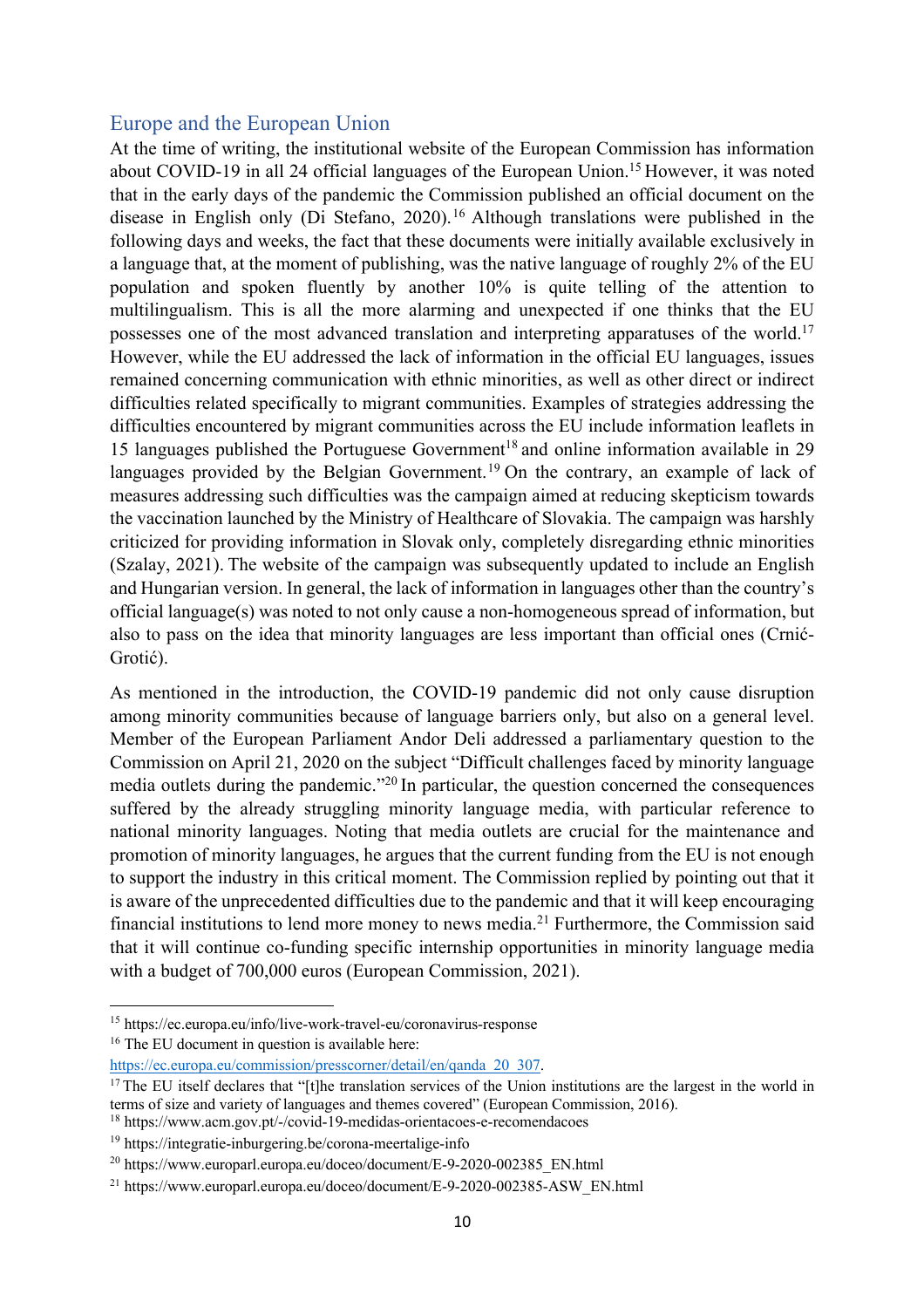## Europe and the European Union

At the time of writing, the institutional website of the European Commission has information about COVID-19 in all 24 official languages of the European Union.[15] However, it was noted that in the early days of the pandemic the Commission published an official document on the disease in English only (Di Stefano, 2020).[16] Although translations were published in the following days and weeks, the fact that these documents were initially available exclusively in a language that, at the moment of publishing, was the native language of roughly 2% of the EU population and spoken fluently by another 10% is quite telling of the attention to multilingualism. This is all the more alarming and unexpected if one thinks that the EU possesses one of the most advanced translation and interpreting apparatuses of the world.[17] However, while the EU addressed the lack of information in the official EU languages, issues remained concerning communication with ethnic minorities, as well as other direct or indirect difficulties related specifically to migrant communities. Examples of strategies addressing the difficulties encountered by migrant communities across the EU include information leaflets in 15 languages published the Portuguese Government[18] and online information available in 29 languages provided by the Belgian Government.[19] On the contrary, an example of lack of measures addressing such difficulties was the campaign aimed at reducing skepticism towards the vaccination launched by the Ministry of Healthcare of Slovakia. The campaign was harshly criticized for providing information in Slovak only, completely disregarding ethnic minorities (Szalay, 2021). The website of the campaign was subsequently updated to include an English and Hungarian version. In general, the lack of information in languages other than the country's official language(s) was noted to not only cause a non-homogeneous spread of information, but also to pass on the idea that minority languages are less important than official ones (Crnić-Grotić).

As mentioned in the introduction, the COVID-19 pandemic did not only cause disruption among minority communities because of language barriers only, but also on a general level. Member of the European Parliament Andor Deli addressed a parliamentary question to the Commission on April 21, 2020 on the subject "Difficult challenges faced by minority language media outlets during the pandemic."[20] In particular, the question concerned the consequences suffered by the already struggling minority language media, with particular reference to national minority languages. Noting that media outlets are crucial for the maintenance and promotion of minority languages, he argues that the current funding from the EU is not enough to support the industry in this critical moment. The Commission replied by pointing out that it is aware of the unprecedented difficulties due to the pandemic and that it will keep encouraging financial institutions to lend more money to news media.[21] Furthermore, the Commission said that it will continue co-funding specific internship opportunities in minority language media with a budget of 700,000 euros (European Commission, 2021).

---

[15] https://ec.europa.eu/info/live-work-travel-eu/coronavirus-response

[16] The EU document in question is available here: https://ec.europa.eu/commission/presscorner/detail/en/qanda_20_307.

[17] The EU itself declares that "[t]he translation services of the Union institutions are the largest in the world in terms of size and variety of languages and themes covered" (European Commission, 2016).

[18] https://www.acm.gov.pt/-/covid-19-medidas-orientacoes-e-recomendacoes

[19] https://integratie-inburgering.be/corona-meertalige-info

[20] https://www.europarl.europa.eu/doceo/document/E-9-2020-002385_EN.html

[21] https://www.europarl.europa.eu/doceo/document/E-9-2020-002385-ASW_EN.html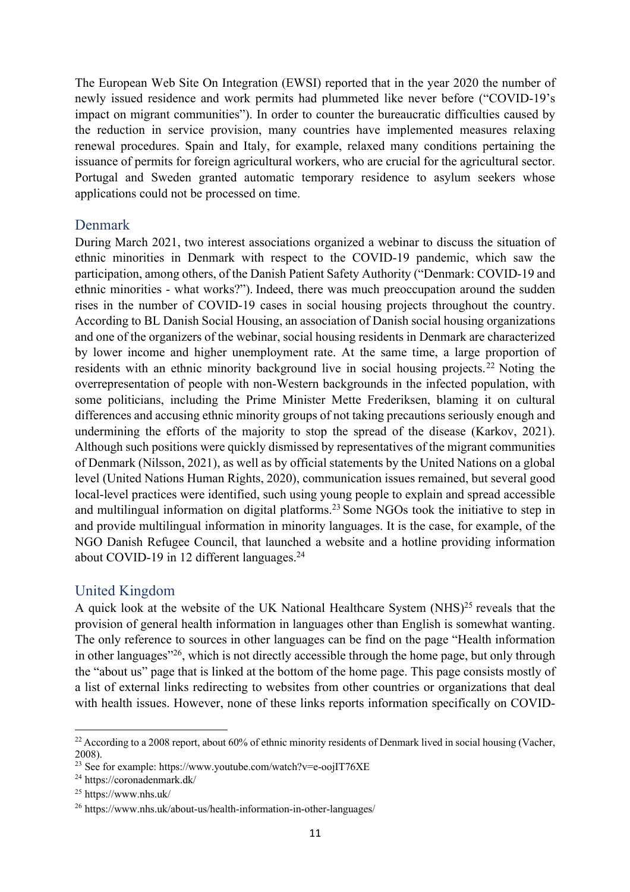The European Web Site On Integration (EWSI) reported that in the year 2020 the number of newly issued residence and work permits had plummeted like never before ("COVID-19's impact on migrant communities"). In order to counter the bureaucratic difficulties caused by the reduction in service provision, many countries have implemented measures relaxing renewal procedures. Spain and Italy, for example, relaxed many conditions pertaining the issuance of permits for foreign agricultural workers, who are crucial for the agricultural sector. Portugal and Sweden granted automatic temporary residence to asylum seekers whose applications could not be processed on time.

## Denmark

During March 2021, two interest associations organized a webinar to discuss the situation of ethnic minorities in Denmark with respect to the COVID-19 pandemic, which saw the participation, among others, of the Danish Patient Safety Authority ("Denmark: COVID-19 and ethnic minorities - what works?"). Indeed, there was much preoccupation around the sudden rises in the number of COVID-19 cases in social housing projects throughout the country. According to BL Danish Social Housing, an association of Danish social housing organizations and one of the organizers of the webinar, social housing residents in Denmark are characterized by lower income and higher unemployment rate. At the same time, a large proportion of residents with an ethnic minority background live in social housing projects.[22] Noting the overrepresentation of people with non-Western backgrounds in the infected population, with some politicians, including the Prime Minister Mette Frederiksen, blaming it on cultural differences and accusing ethnic minority groups of not taking precautions seriously enough and undermining the efforts of the majority to stop the spread of the disease (Karkov, 2021). Although such positions were quickly dismissed by representatives of the migrant communities of Denmark (Nilsson, 2021), as well as by official statements by the United Nations on a global level (United Nations Human Rights, 2020), communication issues remained, but several good local-level practices were identified, such using young people to explain and spread accessible and multilingual information on digital platforms.[23] Some NGOs took the initiative to step in and provide multilingual information in minority languages. It is the case, for example, of the NGO Danish Refugee Council, that launched a website and a hotline providing information about COVID-19 in 12 different languages.[24]

## United Kingdom

A quick look at the website of the UK National Healthcare System (NHS)[25] reveals that the provision of general health information in languages other than English is somewhat wanting. The only reference to sources in other languages can be find on the page "Health information in other languages"[26], which is not directly accessible through the home page, but only through the "about us" page that is linked at the bottom of the home page. This page consists mostly of a list of external links redirecting to websites from other countries or organizations that deal with health issues. However, none of these links reports information specifically on COVID-

---

[22] According to a 2008 report, about 60% of ethnic minority residents of Denmark lived in social housing (Vacher, 2008).

[23] See for example: https://www.youtube.com/watch?v=e-oojIT76XE

[24] https://coronadenmark.dk/

[25] https://www.nhs.uk/

[26] https://www.nhs.uk/about-us/health-information-in-other-languages/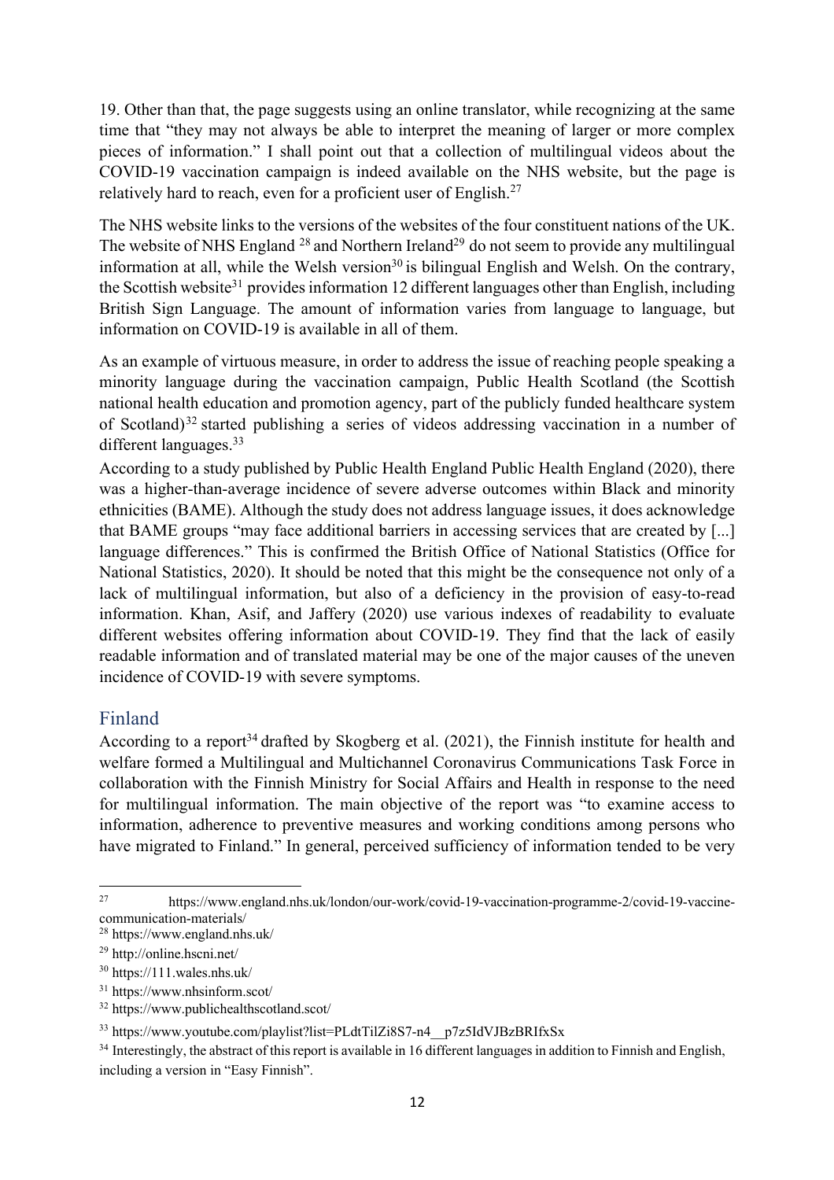19. Other than that, the page suggests using an online translator, while recognizing at the same time that "they may not always be able to interpret the meaning of larger or more complex pieces of information." I shall point out that a collection of multilingual videos about the COVID-19 vaccination campaign is indeed available on the NHS website, but the page is relatively hard to reach, even for a proficient user of English.[27]

The NHS website links to the versions of the websites of the four constituent nations of the UK. The website of NHS England [28] and Northern Ireland[29] do not seem to provide any multilingual information at all, while the Welsh version[30] is bilingual English and Welsh. On the contrary, the Scottish website[31] provides information 12 different languages other than English, including British Sign Language. The amount of information varies from language to language, but information on COVID-19 is available in all of them.

As an example of virtuous measure, in order to address the issue of reaching people speaking a minority language during the vaccination campaign, Public Health Scotland (the Scottish national health education and promotion agency, part of the publicly funded healthcare system of Scotland)[32] started publishing a series of videos addressing vaccination in a number of different languages.[33]

According to a study published by Public Health England Public Health England (2020), there was a higher-than-average incidence of severe adverse outcomes within Black and minority ethnicities (BAME). Although the study does not address language issues, it does acknowledge that BAME groups "may face additional barriers in accessing services that are created by [...] language differences." This is confirmed the British Office of National Statistics (Office for National Statistics, 2020). It should be noted that this might be the consequence not only of a lack of multilingual information, but also of a deficiency in the provision of easy-to-read information. Khan, Asif, and Jaffery (2020) use various indexes of readability to evaluate different websites offering information about COVID-19. They find that the lack of easily readable information and of translated material may be one of the major causes of the uneven incidence of COVID-19 with severe symptoms.

## Finland

According to a report[34] drafted by Skogberg et al. (2021), the Finnish institute for health and welfare formed a Multilingual and Multichannel Coronavirus Communications Task Force in collaboration with the Finnish Ministry for Social Affairs and Health in response to the need for multilingual information. The main objective of the report was "to examine access to information, adherence to preventive measures and working conditions among persons who have migrated to Finland." In general, perceived sufficiency of information tended to be very

---

[27] https://www.england.nhs.uk/london/our-work/covid-19-vaccination-programme-2/covid-19-vaccine-communication-materials/

[28] https://www.england.nhs.uk/

[29] http://online.hscni.net/

[30] https://111.wales.nhs.uk/

[31] https://www.nhsinform.scot/

[32] https://www.publichealthscotland.scot/

[33] https://www.youtube.com/playlist?list=PLdtTilZi8S7-n4__p7z5IdVJBzBRIfxSx

[34] Interestingly, the abstract of this report is available in 16 different languages in addition to Finnish and English, including a version in "Easy Finnish".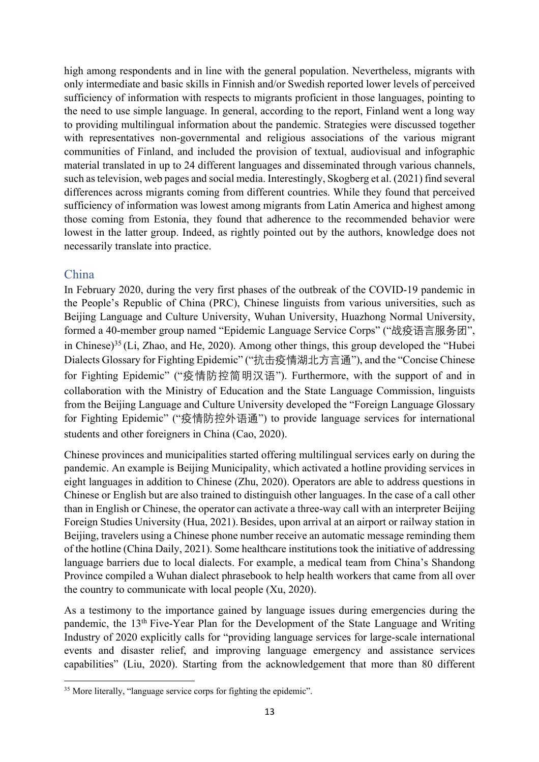high among respondents and in line with the general population. Nevertheless, migrants with only intermediate and basic skills in Finnish and/or Swedish reported lower levels of perceived sufficiency of information with respects to migrants proficient in those languages, pointing to the need to use simple language. In general, according to the report, Finland went a long way to providing multilingual information about the pandemic. Strategies were discussed together with representatives non-governmental and religious associations of the various migrant communities of Finland, and included the provision of textual, audiovisual and infographic material translated in up to 24 different languages and disseminated through various channels, such as television, web pages and social media. Interestingly, Skogberg et al. (2021) find several differences across migrants coming from different countries. While they found that perceived sufficiency of information was lowest among migrants from Latin America and highest among those coming from Estonia, they found that adherence to the recommended behavior were lowest in the latter group. Indeed, as rightly pointed out by the authors, knowledge does not necessarily translate into practice.

## China

In February 2020, during the very first phases of the outbreak of the COVID-19 pandemic in the People's Republic of China (PRC), Chinese linguists from various universities, such as Beijing Language and Culture University, Wuhan University, Huazhong Normal University, formed a 40-member group named "Epidemic Language Service Corps" ("战疫语言服务团", in Chinese)[35] (Li, Zhao, and He, 2020). Among other things, this group developed the "Hubei Dialects Glossary for Fighting Epidemic" ("抗击疫情湖北方言通"), and the "Concise Chinese for Fighting Epidemic" ("疫情防控简明汉语"). Furthermore, with the support of and in collaboration with the Ministry of Education and the State Language Commission, linguists from the Beijing Language and Culture University developed the "Foreign Language Glossary for Fighting Epidemic" ("疫情防控外语通") to provide language services for international students and other foreigners in China (Cao, 2020).

Chinese provinces and municipalities started offering multilingual services early on during the pandemic. An example is Beijing Municipality, which activated a hotline providing services in eight languages in addition to Chinese (Zhu, 2020). Operators are able to address questions in Chinese or English but are also trained to distinguish other languages. In the case of a call other than in English or Chinese, the operator can activate a three-way call with an interpreter Beijing Foreign Studies University (Hua, 2021). Besides, upon arrival at an airport or railway station in Beijing, travelers using a Chinese phone number receive an automatic message reminding them of the hotline (China Daily, 2021). Some healthcare institutions took the initiative of addressing language barriers due to local dialects. For example, a medical team from China's Shandong Province compiled a Wuhan dialect phrasebook to help health workers that came from all over the country to communicate with local people (Xu, 2020).

As a testimony to the importance gained by language issues during emergencies during the pandemic, the 13th Five-Year Plan for the Development of the State Language and Writing Industry of 2020 explicitly calls for "providing language services for large-scale international events and disaster relief, and improving language emergency and assistance services capabilities" (Liu, 2020). Starting from the acknowledgement that more than 80 different

[35] More literally, "language service corps for fighting the epidemic".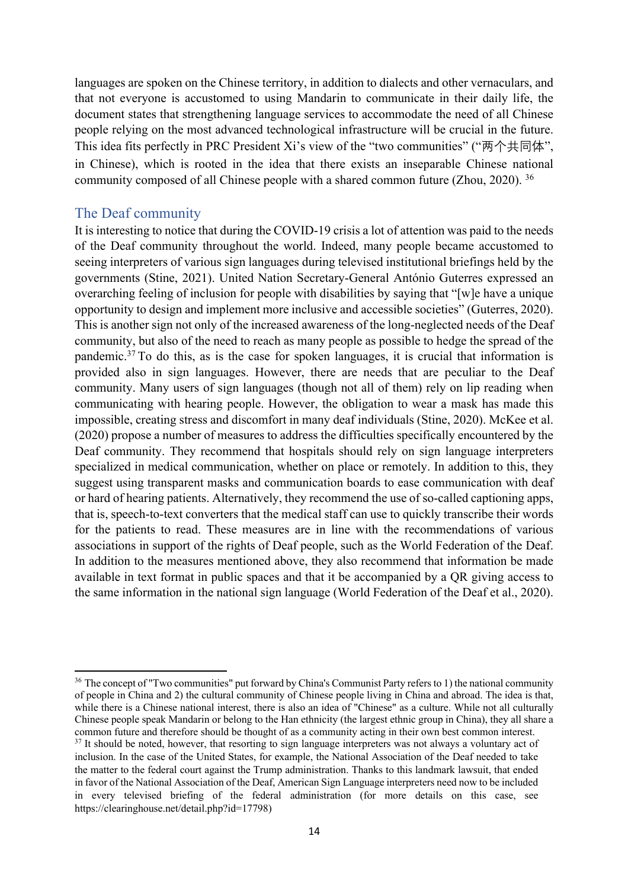languages are spoken on the Chinese territory, in addition to dialects and other vernaculars, and that not everyone is accustomed to using Mandarin to communicate in their daily life, the document states that strengthening language services to accommodate the need of all Chinese people relying on the most advanced technological infrastructure will be crucial in the future. This idea fits perfectly in PRC President Xi's view of the "two communities" ("两个共同体", in Chinese), which is rooted in the idea that there exists an inseparable Chinese national community composed of all Chinese people with a shared common future (Zhou, 2020). [36]

## The Deaf community

It is interesting to notice that during the COVID-19 crisis a lot of attention was paid to the needs of the Deaf community throughout the world. Indeed, many people became accustomed to seeing interpreters of various sign languages during televised institutional briefings held by the governments (Stine, 2021). United Nation Secretary-General António Guterres expressed an overarching feeling of inclusion for people with disabilities by saying that "[w]e have a unique opportunity to design and implement more inclusive and accessible societies" (Guterres, 2020). This is another sign not only of the increased awareness of the long-neglected needs of the Deaf community, but also of the need to reach as many people as possible to hedge the spread of the pandemic.[37] To do this, as is the case for spoken languages, it is crucial that information is provided also in sign languages. However, there are needs that are peculiar to the Deaf community. Many users of sign languages (though not all of them) rely on lip reading when communicating with hearing people. However, the obligation to wear a mask has made this impossible, creating stress and discomfort in many deaf individuals (Stine, 2020). McKee et al. (2020) propose a number of measures to address the difficulties specifically encountered by the Deaf community. They recommend that hospitals should rely on sign language interpreters specialized in medical communication, whether on place or remotely. In addition to this, they suggest using transparent masks and communication boards to ease communication with deaf or hard of hearing patients. Alternatively, they recommend the use of so-called captioning apps, that is, speech-to-text converters that the medical staff can use to quickly transcribe their words for the patients to read. These measures are in line with the recommendations of various associations in support of the rights of Deaf people, such as the World Federation of the Deaf. In addition to the measures mentioned above, they also recommend that information be made available in text format in public spaces and that it be accompanied by a QR giving access to the same information in the national sign language (World Federation of the Deaf et al., 2020).

---

[36] The concept of "Two communities" put forward by China's Communist Party refers to 1) the national community of people in China and 2) the cultural community of Chinese people living in China and abroad. The idea is that, while there is a Chinese national interest, there is also an idea of "Chinese" as a culture. While not all culturally Chinese people speak Mandarin or belong to the Han ethnicity (the largest ethnic group in China), they all share a common future and therefore should be thought of as a community acting in their own best common interest.

[37] It should be noted, however, that resorting to sign language interpreters was not always a voluntary act of inclusion. In the case of the United States, for example, the National Association of the Deaf needed to take the matter to the federal court against the Trump administration. Thanks to this landmark lawsuit, that ended in favor of the National Association of the Deaf, American Sign Language interpreters need now to be included in every televised briefing of the federal administration (for more details on this case, see https://clearinghouse.net/detail.php?id=17798)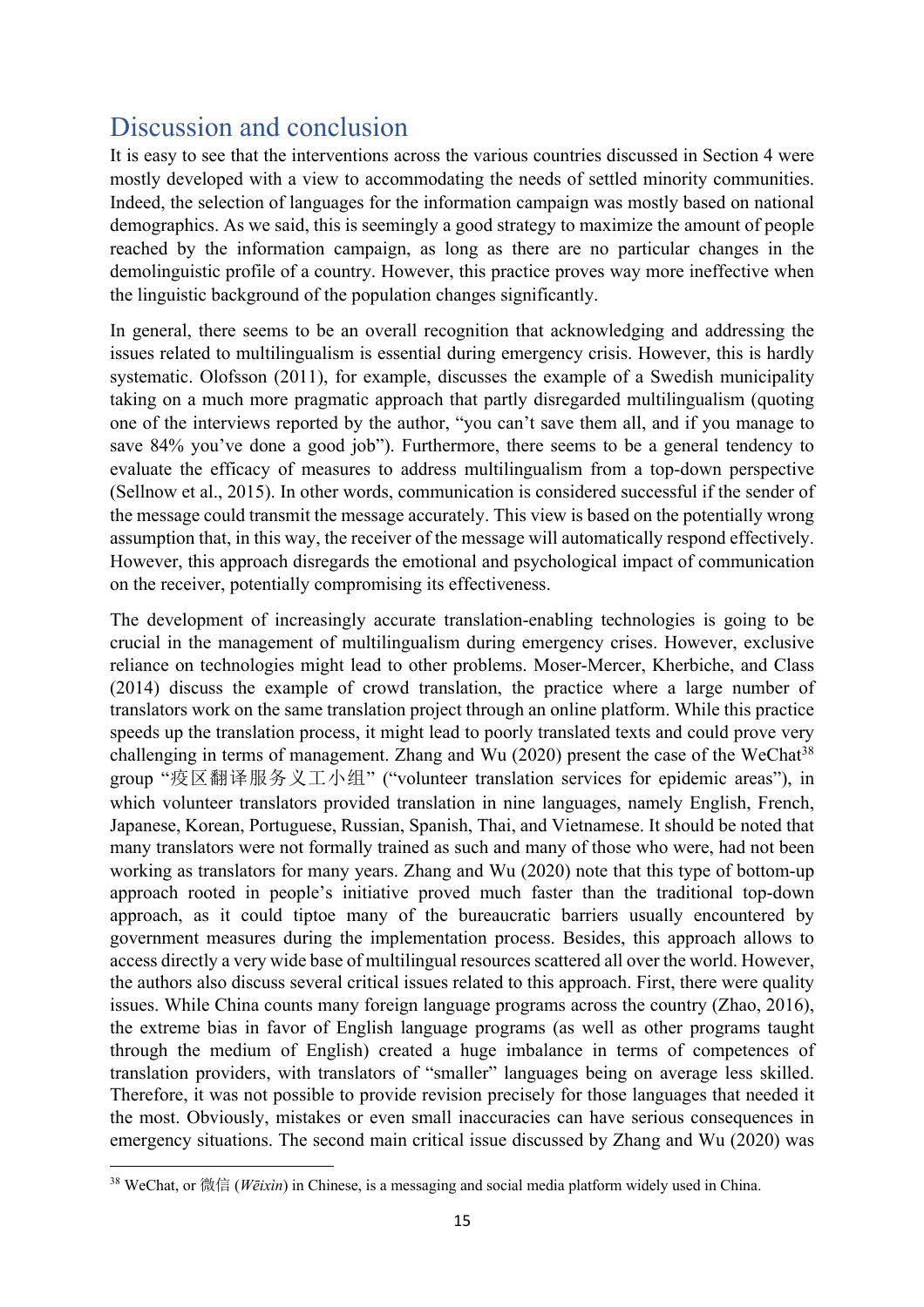## Discussion and conclusion

It is easy to see that the interventions across the various countries discussed in Section 4 were mostly developed with a view to accommodating the needs of settled minority communities. Indeed, the selection of languages for the information campaign was mostly based on national demographics. As we said, this is seemingly a good strategy to maximize the amount of people reached by the information campaign, as long as there are no particular changes in the demolinguistic profile of a country. However, this practice proves way more ineffective when the linguistic background of the population changes significantly.

In general, there seems to be an overall recognition that acknowledging and addressing the issues related to multilingualism is essential during emergency crisis. However, this is hardly systematic. Olofsson (2011), for example, discusses the example of a Swedish municipality taking on a much more pragmatic approach that partly disregarded multilingualism (quoting one of the interviews reported by the author, "you can't save them all, and if you manage to save 84% you've done a good job"). Furthermore, there seems to be a general tendency to evaluate the efficacy of measures to address multilingualism from a top-down perspective (Sellnow et al., 2015). In other words, communication is considered successful if the sender of the message could transmit the message accurately. This view is based on the potentially wrong assumption that, in this way, the receiver of the message will automatically respond effectively. However, this approach disregards the emotional and psychological impact of communication on the receiver, potentially compromising its effectiveness.

The development of increasingly accurate translation-enabling technologies is going to be crucial in the management of multilingualism during emergency crises. However, exclusive reliance on technologies might lead to other problems. Moser-Mercer, Kherbiche, and Class (2014) discuss the example of crowd translation, the practice where a large number of translators work on the same translation project through an online platform. While this practice speeds up the translation process, it might lead to poorly translated texts and could prove very challenging in terms of management. Zhang and Wu (2020) present the case of the WeChat[38] group "疫区翻译服务义工小组" ("volunteer translation services for epidemic areas"), in which volunteer translators provided translation in nine languages, namely English, French, Japanese, Korean, Portuguese, Russian, Spanish, Thai, and Vietnamese. It should be noted that many translators were not formally trained as such and many of those who were, had not been working as translators for many years. Zhang and Wu (2020) note that this type of bottom-up approach rooted in people's initiative proved much faster than the traditional top-down approach, as it could tiptoe many of the bureaucratic barriers usually encountered by government measures during the implementation process. Besides, this approach allows to access directly a very wide base of multilingual resources scattered all over the world. However, the authors also discuss several critical issues related to this approach. First, there were quality issues. While China counts many foreign language programs across the country (Zhao, 2016), the extreme bias in favor of English language programs (as well as other programs taught through the medium of English) created a huge imbalance in terms of competences of translation providers, with translators of "smaller" languages being on average less skilled. Therefore, it was not possible to provide revision precisely for those languages that needed it the most. Obviously, mistakes or even small inaccuracies can have serious consequences in emergency situations. The second main critical issue discussed by Zhang and Wu (2020) was

[38] WeChat, or 微信 (*Wēixìn*) in Chinese, is a messaging and social media platform widely used in China.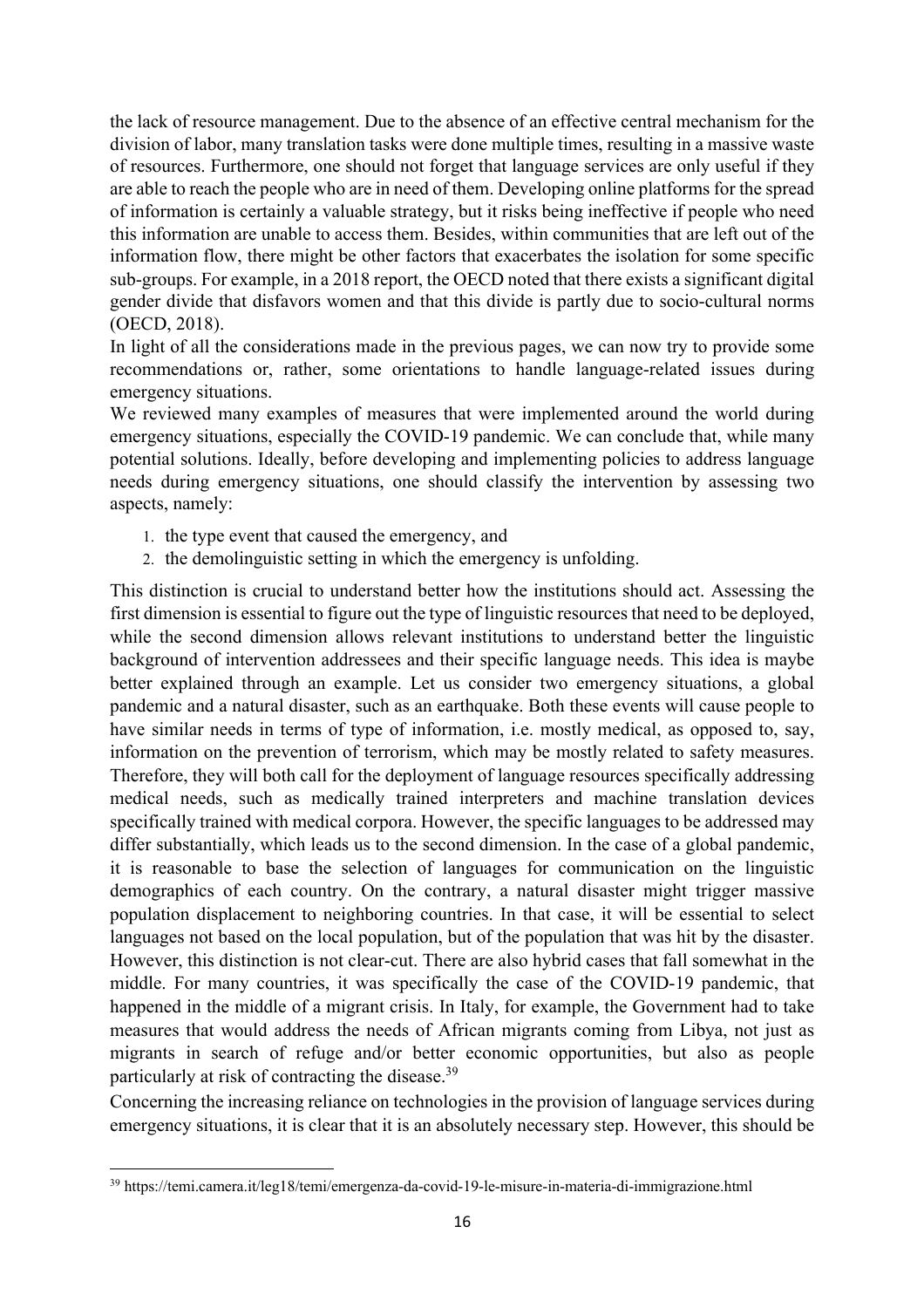the lack of resource management. Due to the absence of an effective central mechanism for the division of labor, many translation tasks were done multiple times, resulting in a massive waste of resources. Furthermore, one should not forget that language services are only useful if they are able to reach the people who are in need of them. Developing online platforms for the spread of information is certainly a valuable strategy, but it risks being ineffective if people who need this information are unable to access them. Besides, within communities that are left out of the information flow, there might be other factors that exacerbates the isolation for some specific sub-groups. For example, in a 2018 report, the OECD noted that there exists a significant digital gender divide that disfavors women and that this divide is partly due to socio-cultural norms (OECD, 2018).

In light of all the considerations made in the previous pages, we can now try to provide some recommendations or, rather, some orientations to handle language-related issues during emergency situations.

We reviewed many examples of measures that were implemented around the world during emergency situations, especially the COVID-19 pandemic. We can conclude that, while many potential solutions. Ideally, before developing and implementing policies to address language needs during emergency situations, one should classify the intervention by assessing two aspects, namely:

1. the type event that caused the emergency, and
2. the demolinguistic setting in which the emergency is unfolding.

This distinction is crucial to understand better how the institutions should act. Assessing the first dimension is essential to figure out the type of linguistic resources that need to be deployed, while the second dimension allows relevant institutions to understand better the linguistic background of intervention addressees and their specific language needs. This idea is maybe better explained through an example. Let us consider two emergency situations, a global pandemic and a natural disaster, such as an earthquake. Both these events will cause people to have similar needs in terms of type of information, i.e. mostly medical, as opposed to, say, information on the prevention of terrorism, which may be mostly related to safety measures. Therefore, they will both call for the deployment of language resources specifically addressing medical needs, such as medically trained interpreters and machine translation devices specifically trained with medical corpora. However, the specific languages to be addressed may differ substantially, which leads us to the second dimension. In the case of a global pandemic, it is reasonable to base the selection of languages for communication on the linguistic demographics of each country. On the contrary, a natural disaster might trigger massive population displacement to neighboring countries. In that case, it will be essential to select languages not based on the local population, but of the population that was hit by the disaster. However, this distinction is not clear-cut. There are also hybrid cases that fall somewhat in the middle. For many countries, it was specifically the case of the COVID-19 pandemic, that happened in the middle of a migrant crisis. In Italy, for example, the Government had to take measures that would address the needs of African migrants coming from Libya, not just as migrants in search of refuge and/or better economic opportunities, but also as people particularly at risk of contracting the disease.[39]

Concerning the increasing reliance on technologies in the provision of language services during emergency situations, it is clear that it is an absolutely necessary step. However, this should be

[39] https://temi.camera.it/leg18/temi/emergenza-da-covid-19-le-misure-in-materia-di-immigrazione.html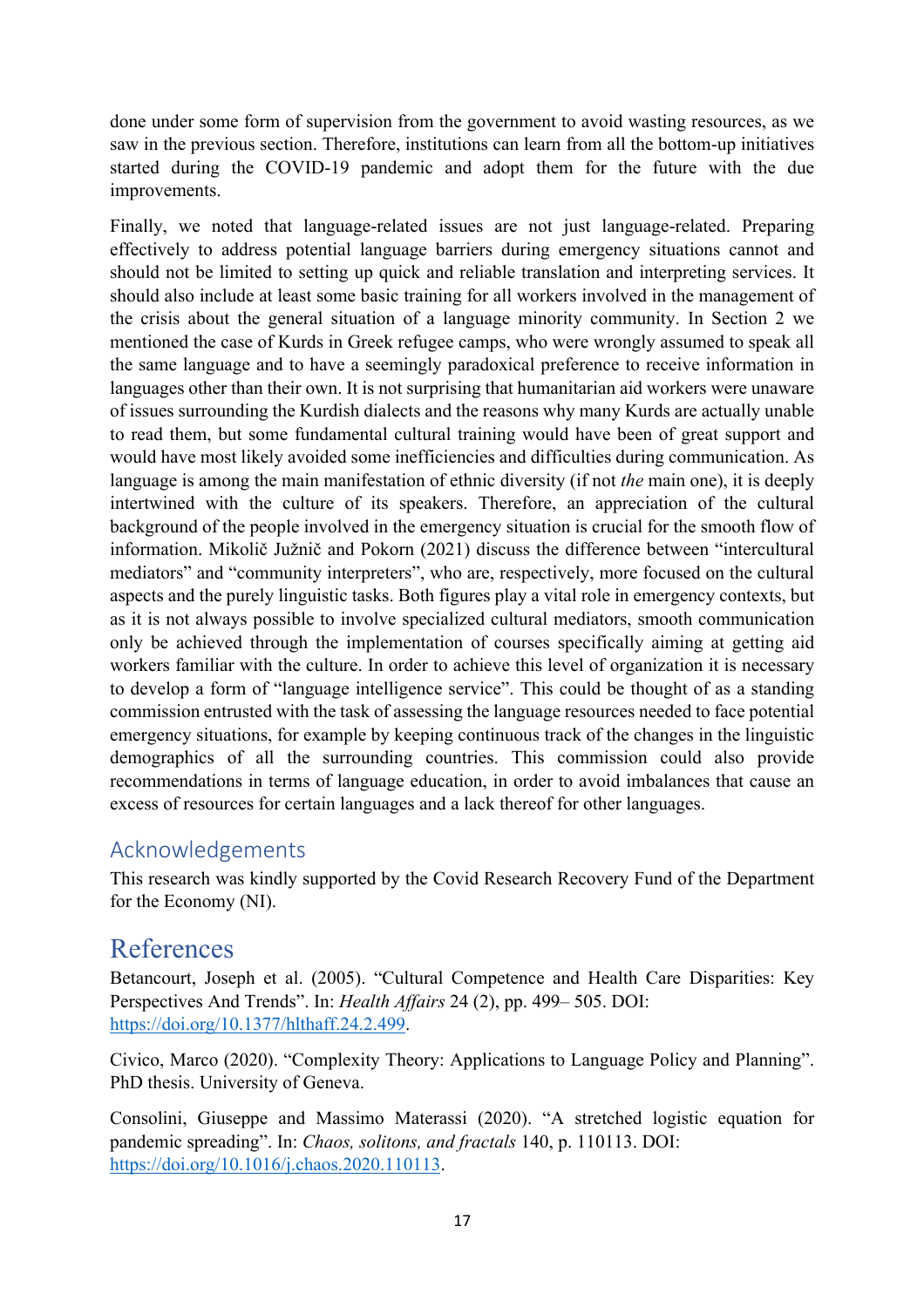done under some form of supervision from the government to avoid wasting resources, as we saw in the previous section. Therefore, institutions can learn from all the bottom-up initiatives started during the COVID-19 pandemic and adopt them for the future with the due improvements.

Finally, we noted that language-related issues are not just language-related. Preparing effectively to address potential language barriers during emergency situations cannot and should not be limited to setting up quick and reliable translation and interpreting services. It should also include at least some basic training for all workers involved in the management of the crisis about the general situation of a language minority community. In Section 2 we mentioned the case of Kurds in Greek refugee camps, who were wrongly assumed to speak all the same language and to have a seemingly paradoxical preference to receive information in languages other than their own. It is not surprising that humanitarian aid workers were unaware of issues surrounding the Kurdish dialects and the reasons why many Kurds are actually unable to read them, but some fundamental cultural training would have been of great support and would have most likely avoided some inefficiencies and difficulties during communication. As language is among the main manifestation of ethnic diversity (if not *the* main one), it is deeply intertwined with the culture of its speakers. Therefore, an appreciation of the cultural background of the people involved in the emergency situation is crucial for the smooth flow of information. Mikolič Južnič and Pokorn (2021) discuss the difference between "intercultural mediators" and "community interpreters", who are, respectively, more focused on the cultural aspects and the purely linguistic tasks. Both figures play a vital role in emergency contexts, but as it is not always possible to involve specialized cultural mediators, smooth communication only be achieved through the implementation of courses specifically aiming at getting aid workers familiar with the culture. In order to achieve this level of organization it is necessary to develop a form of "language intelligence service". This could be thought of as a standing commission entrusted with the task of assessing the language resources needed to face potential emergency situations, for example by keeping continuous track of the changes in the linguistic demographics of all the surrounding countries. This commission could also provide recommendations in terms of language education, in order to avoid imbalances that cause an excess of resources for certain languages and a lack thereof for other languages.

## Acknowledgements

This research was kindly supported by the Covid Research Recovery Fund of the Department for the Economy (NI).

# References

Betancourt, Joseph et al. (2005). "Cultural Competence and Health Care Disparities: Key Perspectives And Trends". In: *Health Affairs* 24 (2), pp. 499– 505. DOI: https://doi.org/10.1377/hlthaff.24.2.499.

Civico, Marco (2020). "Complexity Theory: Applications to Language Policy and Planning". PhD thesis. University of Geneva.

Consolini, Giuseppe and Massimo Materassi (2020). "A stretched logistic equation for pandemic spreading". In: *Chaos, solitons, and fractals* 140, p. 110113. DOI: https://doi.org/10.1016/j.chaos.2020.110113.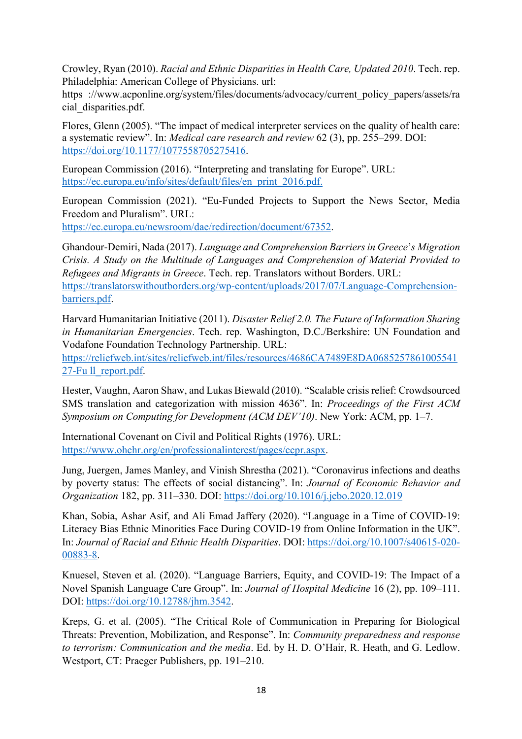Crowley, Ryan (2010). *Racial and Ethnic Disparities in Health Care, Updated 2010*. Tech. rep. Philadelphia: American College of Physicians. url: https ://www.acponline.org/system/files/documents/advocacy/current_policy_papers/assets/racial_disparities.pdf.

Flores, Glenn (2005). "The impact of medical interpreter services on the quality of health care: a systematic review". In: *Medical care research and review* 62 (3), pp. 255–299. DOI: https://doi.org/10.1177/1077558705275416.

European Commission (2016). "Interpreting and translating for Europe". URL: https://ec.europa.eu/info/sites/default/files/en_print_2016.pdf.

European Commission (2021). "Eu-Funded Projects to Support the News Sector, Media Freedom and Pluralism". URL: https://ec.europa.eu/newsroom/dae/redirection/document/67352.

Ghandour-Demiri, Nada (2017). *Language and Comprehension Barriers in Greece's Migration Crisis. A Study on the Multitude of Languages and Comprehension of Material Provided to Refugees and Migrants in Greece*. Tech. rep. Translators without Borders. URL: https://translatorswithoutborders.org/wp-content/uploads/2017/07/Language-Comprehension-barriers.pdf.

Harvard Humanitarian Initiative (2011). *Disaster Relief 2.0. The Future of Information Sharing in Humanitarian Emergencies*. Tech. rep. Washington, D.C./Berkshire: UN Foundation and Vodafone Foundation Technology Partnership. URL: https://reliefweb.int/sites/reliefweb.int/files/resources/4686CA7489E8DA068525786100554127-Fu ll_report.pdf.

Hester, Vaughn, Aaron Shaw, and Lukas Biewald (2010). "Scalable crisis relief: Crowdsourced SMS translation and categorization with mission 4636". In: *Proceedings of the First ACM Symposium on Computing for Development (ACM DEV'10)*. New York: ACM, pp. 1–7.

International Covenant on Civil and Political Rights (1976). URL: https://www.ohchr.org/en/professionalinterest/pages/ccpr.aspx.

Jung, Juergen, James Manley, and Vinish Shrestha (2021). "Coronavirus infections and deaths by poverty status: The effects of social distancing". In: *Journal of Economic Behavior and Organization* 182, pp. 311–330. DOI: https://doi.org/10.1016/j.jebo.2020.12.019

Khan, Sobia, Ashar Asif, and Ali Emad Jaffery (2020). "Language in a Time of COVID-19: Literacy Bias Ethnic Minorities Face During COVID-19 from Online Information in the UK". In: *Journal of Racial and Ethnic Health Disparities*. DOI: https://doi.org/10.1007/s40615-020-00883-8.

Knuesel, Steven et al. (2020). "Language Barriers, Equity, and COVID-19: The Impact of a Novel Spanish Language Care Group". In: *Journal of Hospital Medicine* 16 (2), pp. 109–111. DOI: https://doi.org/10.12788/jhm.3542.

Kreps, G. et al. (2005). "The Critical Role of Communication in Preparing for Biological Threats: Prevention, Mobilization, and Response". In: *Community preparedness and response to terrorism: Communication and the media*. Ed. by H. D. O'Hair, R. Heath, and G. Ledlow. Westport, CT: Praeger Publishers, pp. 191–210.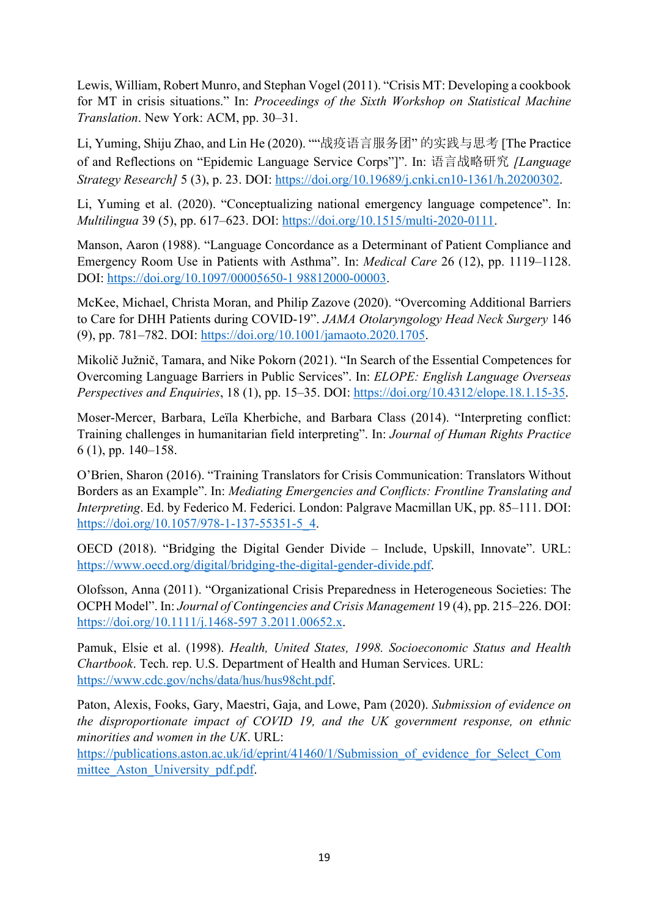Lewis, William, Robert Munro, and Stephan Vogel (2011). "Crisis MT: Developing a cookbook for MT in crisis situations." In: *Proceedings of the Sixth Workshop on Statistical Machine Translation*. New York: ACM, pp. 30–31.

Li, Yuming, Shiju Zhao, and Lin He (2020). ""战疫语言服务团" 的实践与思考 [The Practice of and Reflections on "Epidemic Language Service Corps"]". In: 语言战略研究 *[Language Strategy Research]* 5 (3), p. 23. DOI: https://doi.org/10.19689/j.cnki.cn10-1361/h.20200302.

Li, Yuming et al. (2020). "Conceptualizing national emergency language competence". In: *Multilingua* 39 (5), pp. 617–623. DOI: https://doi.org/10.1515/multi-2020-0111.

Manson, Aaron (1988). "Language Concordance as a Determinant of Patient Compliance and Emergency Room Use in Patients with Asthma". In: *Medical Care* 26 (12), pp. 1119–1128. DOI: https://doi.org/10.1097/00005650-1 98812000-00003.

McKee, Michael, Christa Moran, and Philip Zazove (2020). "Overcoming Additional Barriers to Care for DHH Patients during COVID-19". *JAMA Otolaryngology Head Neck Surgery* 146 (9), pp. 781–782. DOI: https://doi.org/10.1001/jamaoto.2020.1705.

Mikolič Južnič, Tamara, and Nike Pokorn (2021). "In Search of the Essential Competences for Overcoming Language Barriers in Public Services". In: *ELOPE: English Language Overseas Perspectives and Enquiries*, 18 (1), pp. 15–35. DOI: https://doi.org/10.4312/elope.18.1.15-35.

Moser-Mercer, Barbara, Leïla Kherbiche, and Barbara Class (2014). "Interpreting conflict: Training challenges in humanitarian field interpreting". In: *Journal of Human Rights Practice* 6 (1), pp. 140–158.

O'Brien, Sharon (2016). "Training Translators for Crisis Communication: Translators Without Borders as an Example". In: *Mediating Emergencies and Conflicts: Frontline Translating and Interpreting*. Ed. by Federico M. Federici. London: Palgrave Macmillan UK, pp. 85–111. DOI: https://doi.org/10.1057/978-1-137-55351-5_4.

OECD (2018). "Bridging the Digital Gender Divide – Include, Upskill, Innovate". URL: https://www.oecd.org/digital/bridging-the-digital-gender-divide.pdf.

Olofsson, Anna (2011). "Organizational Crisis Preparedness in Heterogeneous Societies: The OCPH Model". In: *Journal of Contingencies and Crisis Management* 19 (4), pp. 215–226. DOI: https://doi.org/10.1111/j.1468-597 3.2011.00652.x.

Pamuk, Elsie et al. (1998). *Health, United States, 1998. Socioeconomic Status and Health Chartbook*. Tech. rep. U.S. Department of Health and Human Services. URL: https://www.cdc.gov/nchs/data/hus/hus98cht.pdf.

Paton, Alexis, Fooks, Gary, Maestri, Gaja, and Lowe, Pam (2020). *Submission of evidence on the disproportionate impact of COVID 19, and the UK government response, on ethnic minorities and women in the UK*. URL: https://publications.aston.ac.uk/id/eprint/41460/1/Submission_of_evidence_for_Select_Committee_Aston_University_pdf.pdf.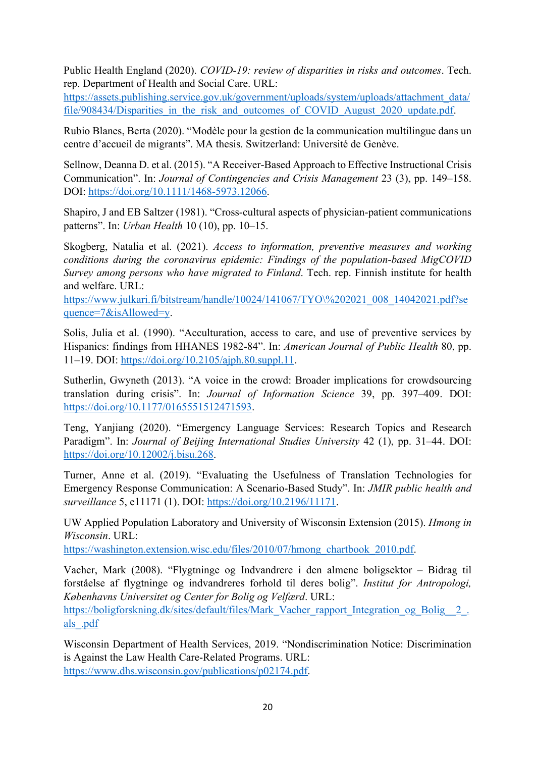Public Health England (2020). *COVID-19: review of disparities in risks and outcomes*. Tech. rep. Department of Health and Social Care. URL: https://assets.publishing.service.gov.uk/government/uploads/system/uploads/attachment_data/file/908434/Disparities_in_the_risk_and_outcomes_of_COVID_August_2020_update.pdf.

Rubio Blanes, Berta (2020). "Modèle pour la gestion de la communication multilingue dans un centre d'accueil de migrants". MA thesis. Switzerland: Université de Genève.

Sellnow, Deanna D. et al. (2015). "A Receiver-Based Approach to Effective Instructional Crisis Communication". In: *Journal of Contingencies and Crisis Management* 23 (3), pp. 149–158. DOI: https://doi.org/10.1111/1468-5973.12066.

Shapiro, J and EB Saltzer (1981). "Cross-cultural aspects of physician-patient communications patterns". In: *Urban Health* 10 (10), pp. 10–15.

Skogberg, Natalia et al. (2021). *Access to information, preventive measures and working conditions during the coronavirus epidemic: Findings of the population-based MigCOVID Survey among persons who have migrated to Finland*. Tech. rep. Finnish institute for health and welfare. URL: https://www.julkari.fi/bitstream/handle/10024/141067/TYO\%202021_008_14042021.pdf?sequence=7&isAllowed=y.

Solis, Julia et al. (1990). "Acculturation, access to care, and use of preventive services by Hispanics: findings from HHANES 1982-84". In: *American Journal of Public Health* 80, pp. 11–19. DOI: https://doi.org/10.2105/ajph.80.suppl.11.

Sutherlin, Gwyneth (2013). "A voice in the crowd: Broader implications for crowdsourcing translation during crisis". In: *Journal of Information Science* 39, pp. 397–409. DOI: https://doi.org/10.1177/0165551512471593.

Teng, Yanjiang (2020). "Emergency Language Services: Research Topics and Research Paradigm". In: *Journal of Beijing International Studies University* 42 (1), pp. 31–44. DOI: https://doi.org/10.12002/j.bisu.268.

Turner, Anne et al. (2019). "Evaluating the Usefulness of Translation Technologies for Emergency Response Communication: A Scenario-Based Study". In: *JMIR public health and surveillance* 5, e11171 (1). DOI: https://doi.org/10.2196/11171.

UW Applied Population Laboratory and University of Wisconsin Extension (2015). *Hmong in Wisconsin*. URL: https://washington.extension.wisc.edu/files/2010/07/hmong_chartbook_2010.pdf.

Vacher, Mark (2008). "Flygtninge og Indvandrere i den almene boligsektor – Bidrag til forståelse af flygtninge og indvandreres forhold til deres bolig". *Institut for Antropologi, Københavns Universitet og Center for Bolig og Velfærd*. URL: https://boligforskning.dk/sites/default/files/Mark_Vacher_rapport_Integration_og_Bolig__2_.als_.pdf

Wisconsin Department of Health Services, 2019. "Nondiscrimination Notice: Discrimination is Against the Law Health Care-Related Programs. URL: https://www.dhs.wisconsin.gov/publications/p02174.pdf.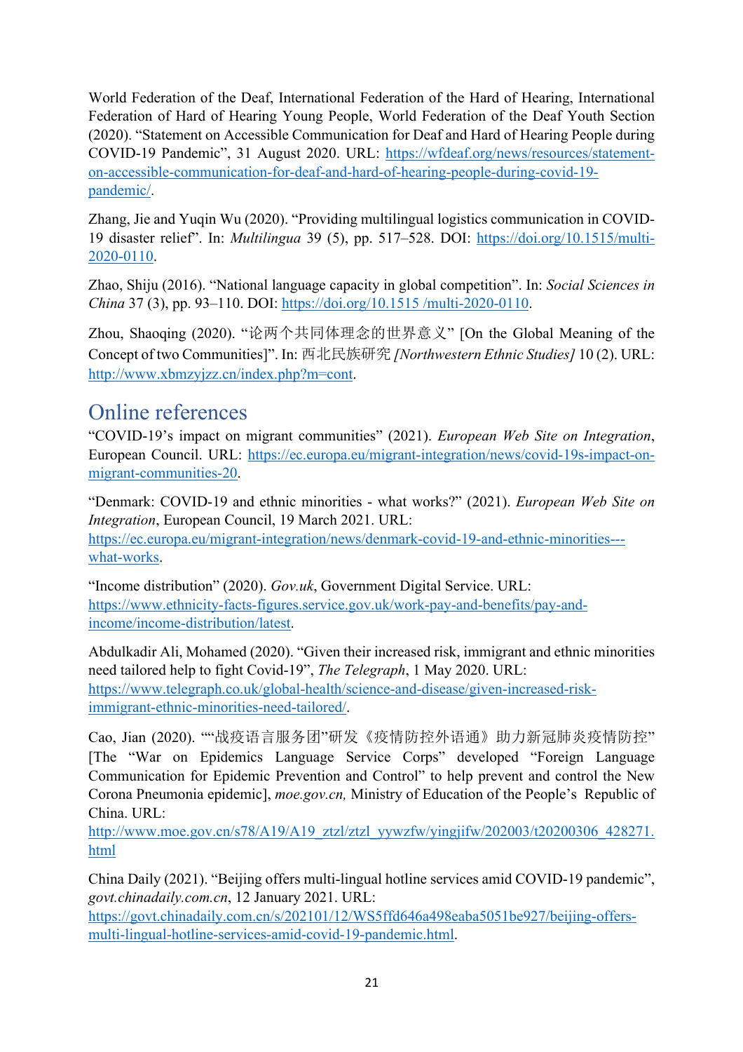World Federation of the Deaf, International Federation of the Hard of Hearing, International Federation of Hard of Hearing Young People, World Federation of the Deaf Youth Section (2020). "Statement on Accessible Communication for Deaf and Hard of Hearing People during COVID-19 Pandemic", 31 August 2020. URL: https://wfdeaf.org/news/resources/statement-on-accessible-communication-for-deaf-and-hard-of-hearing-people-during-covid-19-pandemic/.

Zhang, Jie and Yuqin Wu (2020). "Providing multilingual logistics communication in COVID-19 disaster relief". In: *Multilingua* 39 (5), pp. 517–528. DOI: https://doi.org/10.1515/multi-2020-0110.

Zhao, Shiju (2016). "National language capacity in global competition". In: *Social Sciences in China* 37 (3), pp. 93–110. DOI: https://doi.org/10.1515 /multi-2020-0110.

Zhou, Shaoqing (2020). "论两个共同体理念的世界意义" [On the Global Meaning of the Concept of two Communities]". In: 西北民族研究 *[Northwestern Ethnic Studies]* 10 (2). URL: http://www.xbmzyjzz.cn/index.php?m=cont.

## Online references

"COVID-19's impact on migrant communities" (2021). *European Web Site on Integration*, European Council. URL: https://ec.europa.eu/migrant-integration/news/covid-19s-impact-on-migrant-communities-20.

"Denmark: COVID-19 and ethnic minorities - what works?" (2021). *European Web Site on Integration*, European Council, 19 March 2021. URL: https://ec.europa.eu/migrant-integration/news/denmark-covid-19-and-ethnic-minorities---what-works.

"Income distribution" (2020). *Gov.uk*, Government Digital Service. URL: https://www.ethnicity-facts-figures.service.gov.uk/work-pay-and-benefits/pay-and-income/income-distribution/latest.

Abdulkadir Ali, Mohamed (2020). "Given their increased risk, immigrant and ethnic minorities need tailored help to fight Covid-19", *The Telegraph*, 1 May 2020. URL: https://www.telegraph.co.uk/global-health/science-and-disease/given-increased-risk-immigrant-ethnic-minorities-need-tailored/.

Cao, Jian (2020). ""战疫语言服务团"研发《疫情防控外语通》助力新冠肺炎疫情防控" [The "War on Epidemics Language Service Corps" developed "Foreign Language Communication for Epidemic Prevention and Control" to help prevent and control the New Corona Pneumonia epidemic], *moe.gov.cn,* Ministry of Education of the People's Republic of China. URL: http://www.moe.gov.cn/s78/A19/A19_ztzl/ztzl_yywzfw/yingjifw/202003/t20200306_428271.html

China Daily (2021). "Beijing offers multi-lingual hotline services amid COVID-19 pandemic", *govt.chinadaily.com.cn*, 12 January 2021. URL: https://govt.chinadaily.com.cn/s/202101/12/WS5ffd646a498eaba5051be927/beijing-offers-multi-lingual-hotline-services-amid-covid-19-pandemic.html.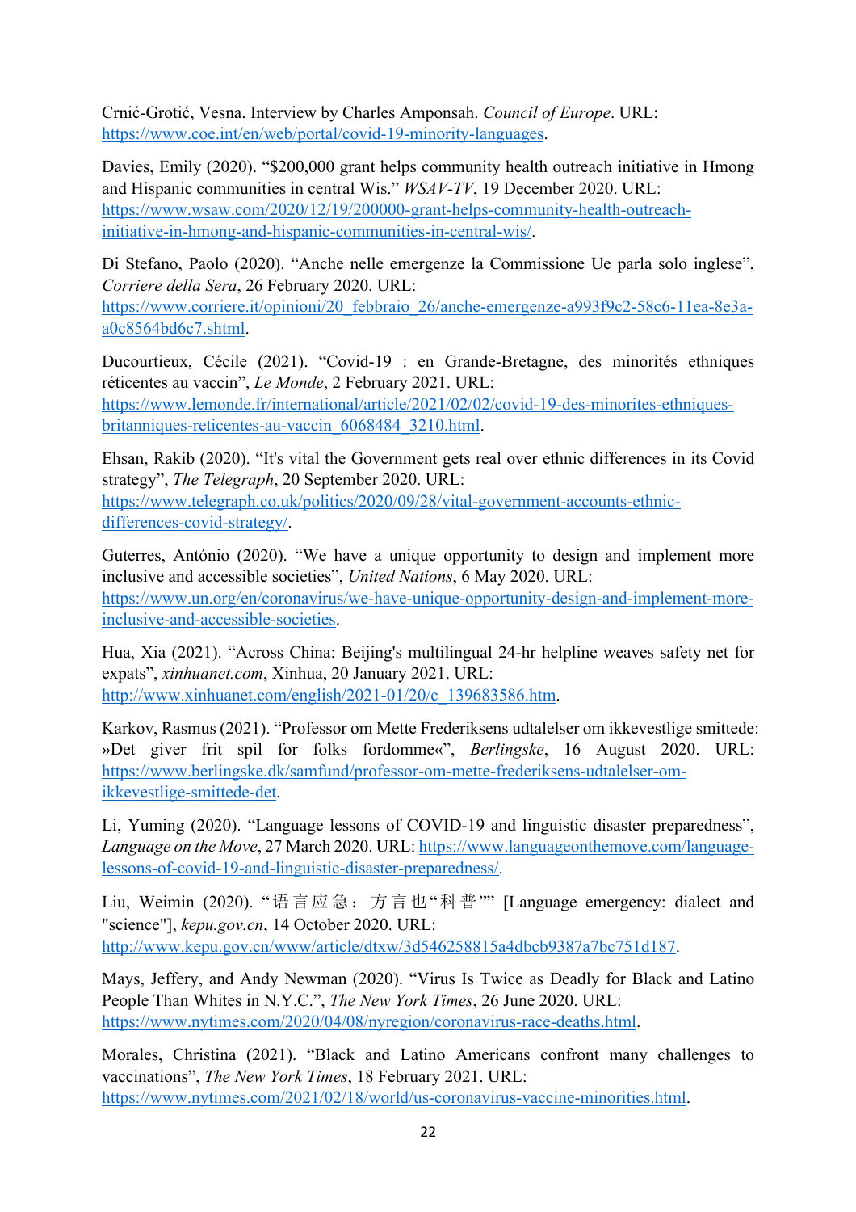Crnić-Grotić, Vesna. Interview by Charles Amponsah. *Council of Europe*. URL: https://www.coe.int/en/web/portal/covid-19-minority-languages.

Davies, Emily (2020). "$200,000 grant helps community health outreach initiative in Hmong and Hispanic communities in central Wis." *WSAV-TV*, 19 December 2020. URL: https://www.wsaw.com/2020/12/19/200000-grant-helps-community-health-outreach-initiative-in-hmong-and-hispanic-communities-in-central-wis/.

Di Stefano, Paolo (2020). "Anche nelle emergenze la Commissione Ue parla solo inglese", *Corriere della Sera*, 26 February 2020. URL: https://www.corriere.it/opinioni/20_febbraio_26/anche-emergenze-a993f9c2-58c6-11ea-8e3a-a0c8564bd6c7.shtml.

Ducourtieux, Cécile (2021). "Covid-19 : en Grande-Bretagne, des minorités ethniques réticentes au vaccin", *Le Monde*, 2 February 2021. URL: https://www.lemonde.fr/international/article/2021/02/02/covid-19-des-minorites-ethniques-britanniques-reticentes-au-vaccin_6068484_3210.html.

Ehsan, Rakib (2020). "It's vital the Government gets real over ethnic differences in its Covid strategy", *The Telegraph*, 20 September 2020. URL: https://www.telegraph.co.uk/politics/2020/09/28/vital-government-accounts-ethnic-differences-covid-strategy/.

Guterres, António (2020). "We have a unique opportunity to design and implement more inclusive and accessible societies", *United Nations*, 6 May 2020. URL: https://www.un.org/en/coronavirus/we-have-unique-opportunity-design-and-implement-more-inclusive-and-accessible-societies.

Hua, Xia (2021). "Across China: Beijing's multilingual 24-hr helpline weaves safety net for expats", *xinhuanet.com*, Xinhua, 20 January 2021. URL: http://www.xinhuanet.com/english/2021-01/20/c_139683586.htm.

Karkov, Rasmus (2021). "Professor om Mette Frederiksens udtalelser om ikkevestlige smittede: »Det giver frit spil for folks fordomme«", *Berlingske*, 16 August 2020. URL: https://www.berlingske.dk/samfund/professor-om-mette-frederiksens-udtalelser-om-ikkevestlige-smittede-det.

Li, Yuming (2020). "Language lessons of COVID-19 and linguistic disaster preparedness", *Language on the Move*, 27 March 2020. URL: https://www.languageonthemove.com/language-lessons-of-covid-19-and-linguistic-disaster-preparedness/.

Liu, Weimin (2020). "语言应急：方言也"科普"" [Language emergency: dialect and "science"], *kepu.gov.cn*, 14 October 2020. URL: http://www.kepu.gov.cn/www/article/dtxw/3d546258815a4dbcb9387a7bc751d187.

Mays, Jeffery, and Andy Newman (2020). "Virus Is Twice as Deadly for Black and Latino People Than Whites in N.Y.C.", *The New York Times*, 26 June 2020. URL: https://www.nytimes.com/2020/04/08/nyregion/coronavirus-race-deaths.html.

Morales, Christina (2021). "Black and Latino Americans confront many challenges to vaccinations", *The New York Times*, 18 February 2021. URL: https://www.nytimes.com/2021/02/18/world/us-coronavirus-vaccine-minorities.html.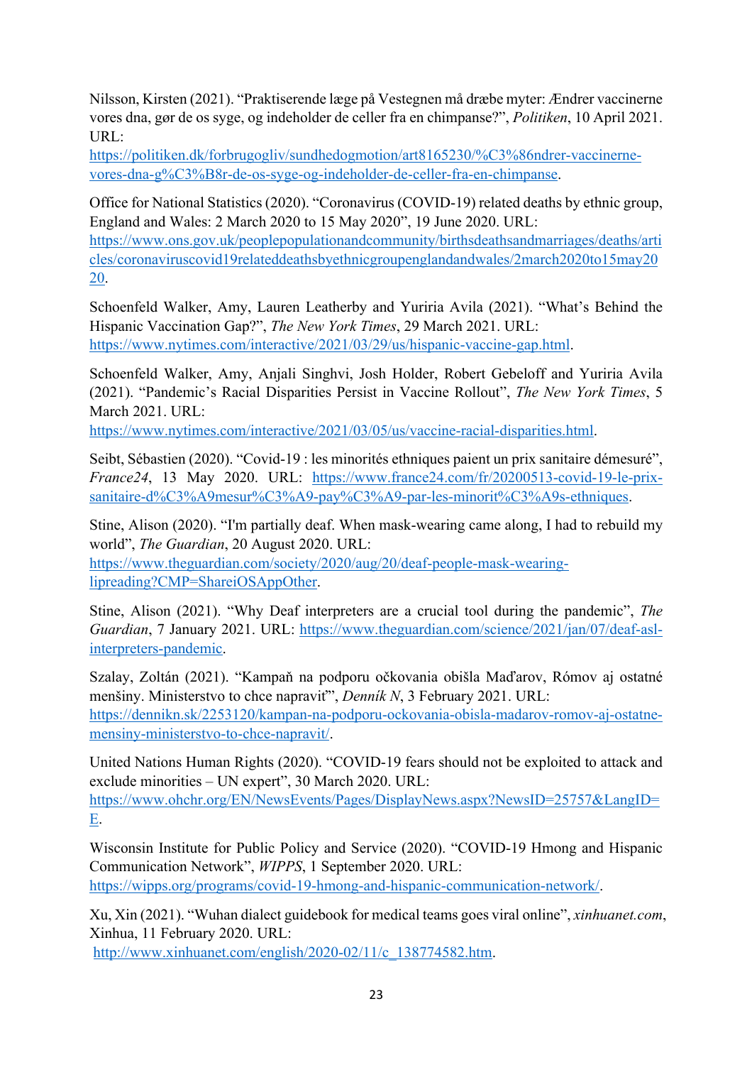Nilsson, Kirsten (2021). “Praktiserende læge på Vestegnen må dræbe myter: Ændrer vaccinerne vores dna, gør de os syge, og indeholder de celler fra en chimpanse?”, *Politiken*, 10 April 2021. URL: https://politiken.dk/forbrugogliv/sundhedogmotion/art8165230/%C3%86ndrer-vaccinerne-vores-dna-g%C3%B8r-de-os-syge-og-indeholder-de-celler-fra-en-chimpanse.

Office for National Statistics (2020). “Coronavirus (COVID-19) related deaths by ethnic group, England and Wales: 2 March 2020 to 15 May 2020”, 19 June 2020. URL: https://www.ons.gov.uk/peoplepopulationandcommunity/birthsdeathsandmarriages/deaths/articles/coronaviruscovid19relateddeathsbyethnicgroupenglandandwales/2march2020to15may2020.

Schoenfeld Walker, Amy, Lauren Leatherby and Yuriria Avila (2021). “What’s Behind the Hispanic Vaccination Gap?”, *The New York Times*, 29 March 2021. URL: https://www.nytimes.com/interactive/2021/03/29/us/hispanic-vaccine-gap.html.

Schoenfeld Walker, Amy, Anjali Singhvi, Josh Holder, Robert Gebeloff and Yuriria Avila (2021). “Pandemic’s Racial Disparities Persist in Vaccine Rollout”, *The New York Times*, 5 March 2021. URL: https://www.nytimes.com/interactive/2021/03/05/us/vaccine-racial-disparities.html.

Seibt, Sébastien (2020). “Covid-19 : les minorités ethniques paient un prix sanitaire démesuré”, *France24*, 13 May 2020. URL: https://www.france24.com/fr/20200513-covid-19-le-prix-sanitaire-d%C3%A9mesur%C3%A9-pay%C3%A9-par-les-minorit%C3%A9s-ethniques.

Stine, Alison (2020). “I'm partially deaf. When mask-wearing came along, I had to rebuild my world”, *The Guardian*, 20 August 2020. URL: https://www.theguardian.com/society/2020/aug/20/deaf-people-mask-wearing-lipreading?CMP=ShareiOSAppOther.

Stine, Alison (2021). “Why Deaf interpreters are a crucial tool during the pandemic”, *The Guardian*, 7 January 2021. URL: https://www.theguardian.com/science/2021/jan/07/deaf-asl-interpreters-pandemic.

Szalay, Zoltán (2021). “Kampaň na podporu očkovania obišla Maďarov, Rómov aj ostatné menšiny. Ministerstvo to chce napraviť”, *Denník N*, 3 February 2021. URL: https://dennikn.sk/2253120/kampan-na-podporu-ockovania-obisla-madarov-romov-aj-ostatne-mensiny-ministerstvo-to-chce-napravit/.

United Nations Human Rights (2020). “COVID-19 fears should not be exploited to attack and exclude minorities – UN expert”, 30 March 2020. URL: https://www.ohchr.org/EN/NewsEvents/Pages/DisplayNews.aspx?NewsID=25757&LangID=E.

Wisconsin Institute for Public Policy and Service (2020). “COVID-19 Hmong and Hispanic Communication Network”, *WIPPS*, 1 September 2020. URL: https://wipps.org/programs/covid-19-hmong-and-hispanic-communication-network/.

Xu, Xin (2021). “Wuhan dialect guidebook for medical teams goes viral online”, *xinhuanet.com*, Xinhua, 11 February 2020. URL: http://www.xinhuanet.com/english/2020-02/11/c_138774582.htm.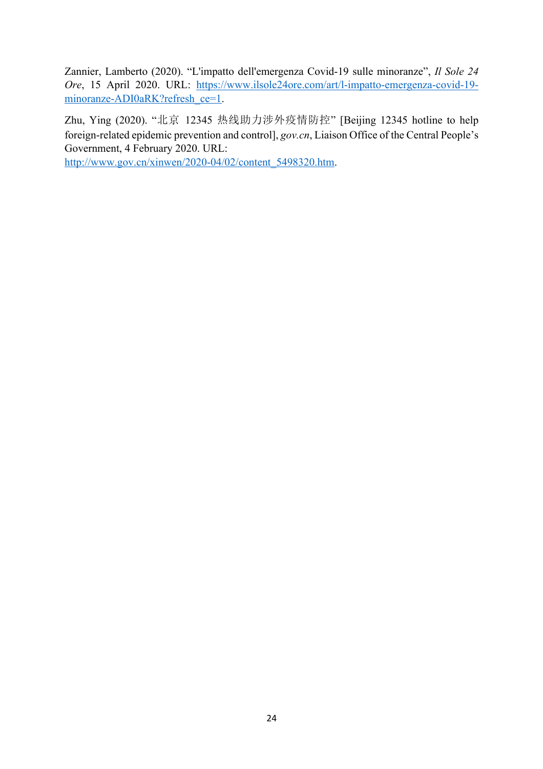Zannier, Lamberto (2020). “L'impatto dell'emergenza Covid-19 sulle minoranze”, *Il Sole 24 Ore*, 15 April 2020. URL: https://www.ilsole24ore.com/art/l-impatto-emergenza-covid-19-minoranze-ADI0aRK?refresh_ce=1.

Zhu, Ying (2020). “北京 12345 热线助力涉外疫情防控” [Beijing 12345 hotline to help foreign-related epidemic prevention and control], *gov.cn*, Liaison Office of the Central People’s Government, 4 February 2020. URL: http://www.gov.cn/xinwen/2020-04/02/content_5498320.htm.